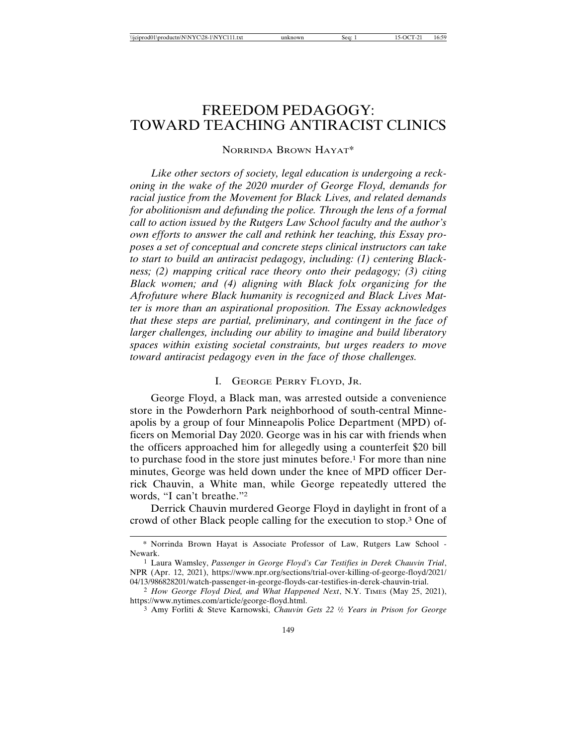# FREEDOM PEDAGOGY: TOWARD TEACHING ANTIRACIST CLINICS

NORRINDA BROWN HAYAT*

*Like other sectors of society, legal education is undergoing a reckoning in the wake of the 2020 murder of George Floyd, demands for racial justice from the Movement for Black Lives, and related demands for abolitionism and defunding the police. Through the lens of a formal call to action issued by the Rutgers Law School faculty and the author's own efforts to answer the call and rethink her teaching, this Essay proposes a set of conceptual and concrete steps clinical instructors can take to start to build an antiracist pedagogy, including: (1) centering Blackness; (2) mapping critical race theory onto their pedagogy; (3) citing Black women; and (4) aligning with Black folx organizing for the Afrofuture where Black humanity is recognized and Black Lives Matter is more than an aspirational proposition. The Essay acknowledges that these steps are partial, preliminary, and contingent in the face of larger challenges, including our ability to imagine and build liberatory spaces within existing societal constraints, but urges readers to move toward antiracist pedagogy even in the face of those challenges.*

## I. GEORGE PERRY FLOYD, JR.

George Floyd, a Black man, was arrested outside a convenience store in the Powderhorn Park neighborhood of south-central Minneapolis by a group of four Minneapolis Police Department (MPD) officers on Memorial Day 2020. George was in his car with friends when the officers approached him for allegedly using a counterfeit $20 bill to purchase food in the store just minutes before.[1] For more than nine minutes, George was held down under the knee of MPD officer Derrick Chauvin, a White man, while George repeatedly uttered the words, "I can't breathe."[2]

Derrick Chauvin murdered George Floyd in daylight in front of a crowd of other Black people calling for the execution to stop.[3] One of

---

\* Norrinda Brown Hayat is Associate Professor of Law, Rutgers Law School - Newark.

[1] Laura Wamsley, *Passenger in George Floyd's Car Testifies in Derek Chauvin Trial*, NPR (Apr. 12, 2021), https://www.npr.org/sections/trial-over-killing-of-george-floyd/2021/04/13/986828201/watch-passenger-in-george-floyds-car-testifies-in-derek-chauvin-trial.

[2] *How George Floyd Died, and What Happened Next*, N.Y. TIMES (May 25, 2021), https://www.nytimes.com/article/george-floyd.html.

[3] Amy Forliti & Steve Karnowski, *Chauvin Gets 22 ½ Years in Prison for George*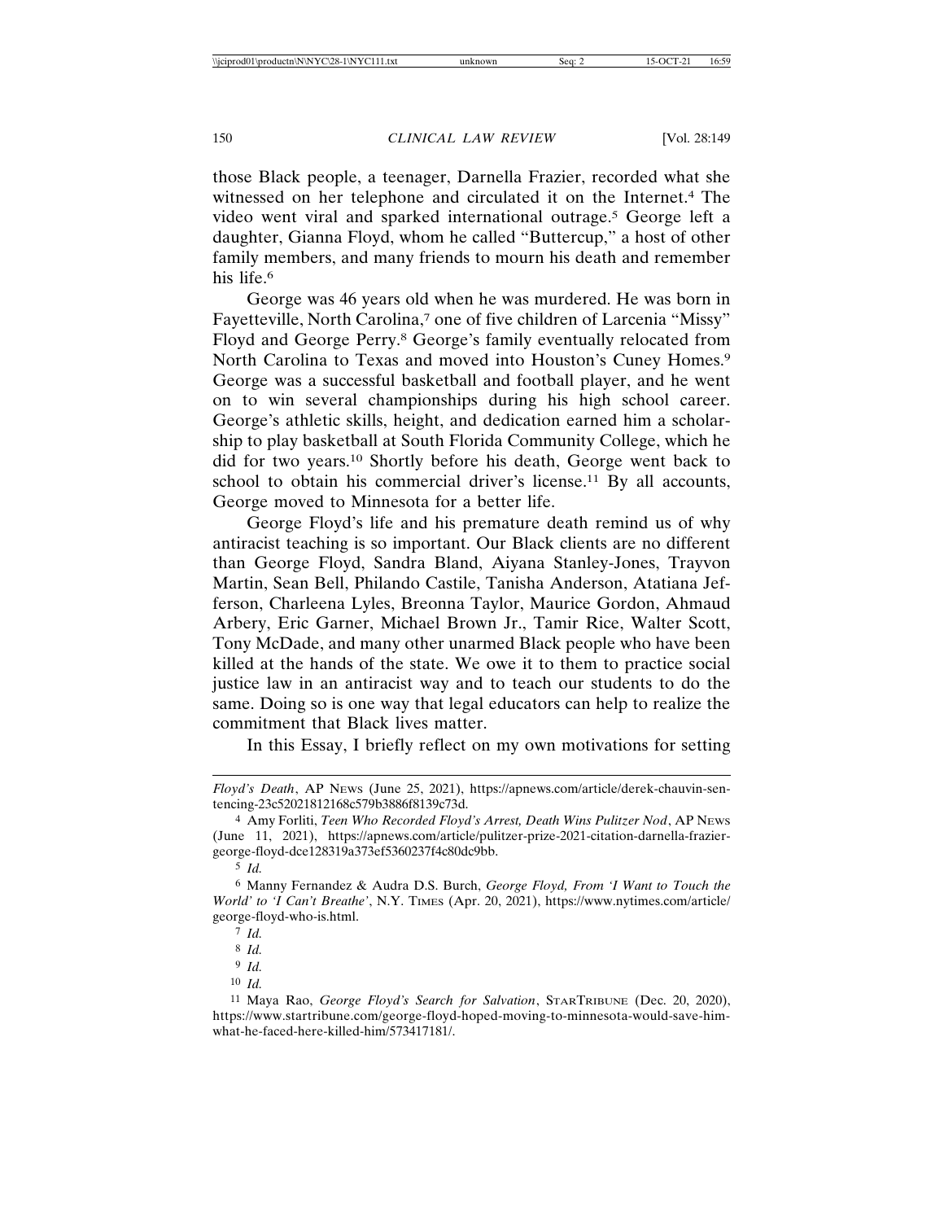those Black people, a teenager, Darnella Frazier, recorded what she witnessed on her telephone and circulated it on the Internet.[4] The video went viral and sparked international outrage.[5] George left a daughter, Gianna Floyd, whom he called "Buttercup," a host of other family members, and many friends to mourn his death and remember his life.[6]

George was 46 years old when he was murdered. He was born in Fayetteville, North Carolina,[7] one of five children of Larcenia "Missy" Floyd and George Perry.[8] George's family eventually relocated from North Carolina to Texas and moved into Houston's Cuney Homes.[9] George was a successful basketball and football player, and he went on to win several championships during his high school career. George's athletic skills, height, and dedication earned him a scholarship to play basketball at South Florida Community College, which he did for two years.[10] Shortly before his death, George went back to school to obtain his commercial driver's license.[11] By all accounts, George moved to Minnesota for a better life.

George Floyd's life and his premature death remind us of why antiracist teaching is so important. Our Black clients are no different than George Floyd, Sandra Bland, Aiyana Stanley-Jones, Trayvon Martin, Sean Bell, Philando Castile, Tanisha Anderson, Atatiana Jefferson, Charleena Lyles, Breonna Taylor, Maurice Gordon, Ahmaud Arbery, Eric Garner, Michael Brown Jr., Tamir Rice, Walter Scott, Tony McDade, and many other unarmed Black people who have been killed at the hands of the state. We owe it to them to practice social justice law in an antiracist way and to teach our students to do the same. Doing so is one way that legal educators can help to realize the commitment that Black lives matter.

In this Essay, I briefly reflect on my own motivations for setting

---

*Floyd's Death*, AP NEWS (June 25, 2021), https://apnews.com/article/derek-chauvin-sentencing-23c52021812168c579b3886f8139c73d.

[4] Amy Forliti, *Teen Who Recorded Floyd's Arrest, Death Wins Pulitzer Nod*, AP NEWS (June 11, 2021), https://apnews.com/article/pulitzer-prize-2021-citation-darnella-frazier-george-floyd-dce128319a373ef5360237f4c80dc9bb.

[5] *Id.*

[6] Manny Fernandez & Audra D.S. Burch, *George Floyd, From 'I Want to Touch the World' to 'I Can't Breathe'*, N.Y. TIMES (Apr. 20, 2021), https://www.nytimes.com/article/george-floyd-who-is.html.

[7] *Id.*

[8] *Id.*

[9] *Id.*

[10] *Id.*

[11] Maya Rao, *George Floyd's Search for Salvation*, STARTRIBUNE (Dec. 20, 2020), https://www.startribune.com/george-floyd-hoped-moving-to-minnesota-would-save-him-what-he-faced-here-killed-him/573417181/.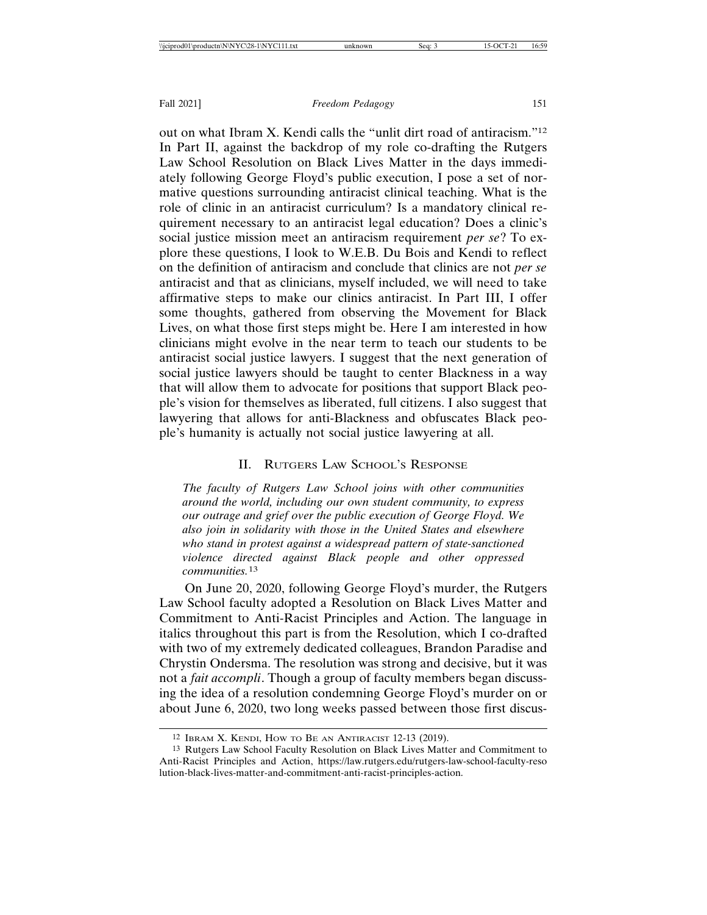out on what Ibram X. Kendi calls the "unlit dirt road of antiracism."[12] In Part II, against the backdrop of my role co-drafting the Rutgers Law School Resolution on Black Lives Matter in the days immediately following George Floyd's public execution, I pose a set of normative questions surrounding antiracist clinical teaching. What is the role of clinic in an antiracist curriculum? Is a mandatory clinical requirement necessary to an antiracist legal education? Does a clinic's social justice mission meet an antiracism requirement *per se*? To explore these questions, I look to W.E.B. Du Bois and Kendi to reflect on the definition of antiracism and conclude that clinics are not *per se* antiracist and that as clinicians, myself included, we will need to take affirmative steps to make our clinics antiracist. In Part III, I offer some thoughts, gathered from observing the Movement for Black Lives, on what those first steps might be. Here I am interested in how clinicians might evolve in the near term to teach our students to be antiracist social justice lawyers. I suggest that the next generation of social justice lawyers should be taught to center Blackness in a way that will allow them to advocate for positions that support Black people's vision for themselves as liberated, full citizens. I also suggest that lawyering that allows for anti-Blackness and obfuscates Black people's humanity is actually not social justice lawyering at all.

## II. Rutgers Law School's Response

> *The faculty of Rutgers Law School joins with other communities around the world, including our own student community, to express our outrage and grief over the public execution of George Floyd. We also join in solidarity with those in the United States and elsewhere who stand in protest against a widespread pattern of state-sanctioned violence directed against Black people and other oppressed communities.*[13]

On June 20, 2020, following George Floyd's murder, the Rutgers Law School faculty adopted a Resolution on Black Lives Matter and Commitment to Anti-Racist Principles and Action. The language in italics throughout this part is from the Resolution, which I co-drafted with two of my extremely dedicated colleagues, Brandon Paradise and Chrystin Ondersma. The resolution was strong and decisive, but it was not a *fait accompli*. Though a group of faculty members began discussing the idea of a resolution condemning George Floyd's murder on or about June 6, 2020, two long weeks passed between those first discus-

---

[12] Ibram X. Kendi, How to Be an Antiracist 12-13 (2019).

[13] Rutgers Law School Faculty Resolution on Black Lives Matter and Commitment to Anti-Racist Principles and Action, https://law.rutgers.edu/rutgers-law-school-faculty-resolution-black-lives-matter-and-commitment-anti-racist-principles-action.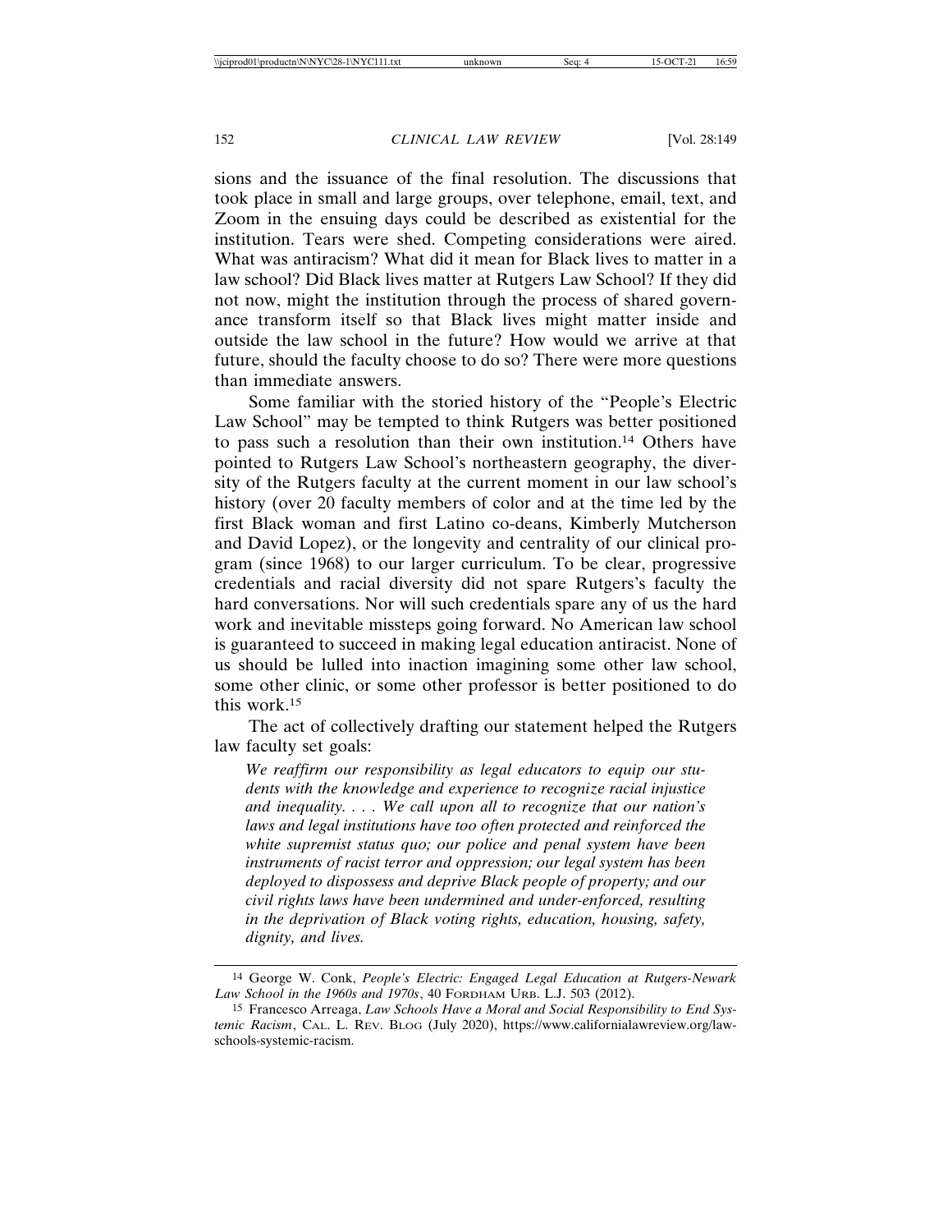sions and the issuance of the final resolution. The discussions that took place in small and large groups, over telephone, email, text, and Zoom in the ensuing days could be described as existential for the institution. Tears were shed. Competing considerations were aired. What was antiracism? What did it mean for Black lives to matter in a law school? Did Black lives matter at Rutgers Law School? If they did not now, might the institution through the process of shared governance transform itself so that Black lives might matter inside and outside the law school in the future? How would we arrive at that future, should the faculty choose to do so? There were more questions than immediate answers.

Some familiar with the storied history of the "People's Electric Law School" may be tempted to think Rutgers was better positioned to pass such a resolution than their own institution.[14] Others have pointed to Rutgers Law School's northeastern geography, the diversity of the Rutgers faculty at the current moment in our law school's history (over 20 faculty members of color and at the time led by the first Black woman and first Latino co-deans, Kimberly Mutcherson and David Lopez), or the longevity and centrality of our clinical program (since 1968) to our larger curriculum. To be clear, progressive credentials and racial diversity did not spare Rutgers's faculty the hard conversations. Nor will such credentials spare any of us the hard work and inevitable missteps going forward. No American law school is guaranteed to succeed in making legal education antiracist. None of us should be lulled into inaction imagining some other law school, some other clinic, or some other professor is better positioned to do this work.[15]

The act of collectively drafting our statement helped the Rutgers law faculty set goals:

> *We reaffirm our responsibility as legal educators to equip our students with the knowledge and experience to recognize racial injustice and inequality. . . . We call upon all to recognize that our nation's laws and legal institutions have too often protected and reinforced the white supremist status quo; our police and penal system have been instruments of racist terror and oppression; our legal system has been deployed to dispossess and deprive Black people of property; and our civil rights laws have been undermined and under-enforced, resulting in the deprivation of Black voting rights, education, housing, safety, dignity, and lives.*

---

[14] George W. Conk, *People's Electric: Engaged Legal Education at Rutgers-Newark Law School in the 1960s and 1970s*, 40 FORDHAM URB. L.J. 503 (2012).

[15] Francesco Arreaga, *Law Schools Have a Moral and Social Responsibility to End Systemic Racism*, CAL. L. REV. BLOG (July 2020), https://www.californialawreview.org/law-schools-systemic-racism.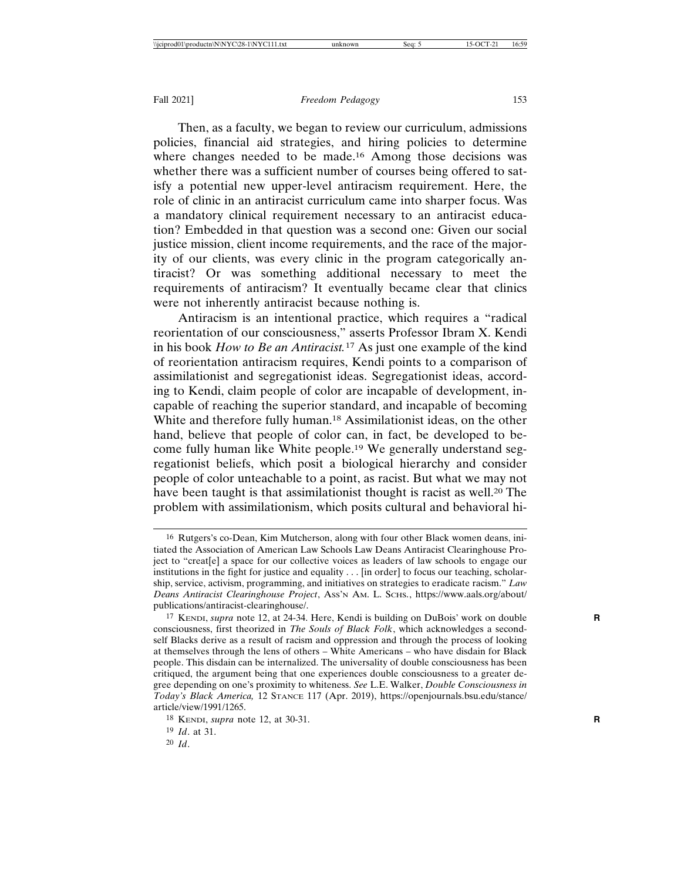Then, as a faculty, we began to review our curriculum, admissions policies, financial aid strategies, and hiring policies to determine where changes needed to be made.[16] Among those decisions was whether there was a sufficient number of courses being offered to satisfy a potential new upper-level antiracism requirement. Here, the role of clinic in an antiracist curriculum came into sharper focus. Was a mandatory clinical requirement necessary to an antiracist education? Embedded in that question was a second one: Given our social justice mission, client income requirements, and the race of the majority of our clients, was every clinic in the program categorically antiracist? Or was something additional necessary to meet the requirements of antiracism? It eventually became clear that clinics were not inherently antiracist because nothing is.

Antiracism is an intentional practice, which requires a "radical reorientation of our consciousness," asserts Professor Ibram X. Kendi in his book *How to Be an Antiracist.*[17] As just one example of the kind of reorientation antiracism requires, Kendi points to a comparison of assimilationist and segregationist ideas. Segregationist ideas, according to Kendi, claim people of color are incapable of development, incapable of reaching the superior standard, and incapable of becoming White and therefore fully human.[18] Assimilationist ideas, on the other hand, believe that people of color can, in fact, be developed to become fully human like White people.[19] We generally understand segregationist beliefs, which posit a biological hierarchy and consider people of color unteachable to a point, as racist. But what we may not have been taught is that assimilationist thought is racist as well.[20] The problem with assimilationism, which posits cultural and behavioral hi-

---

[16] Rutgers's co-Dean, Kim Mutcherson, along with four other Black women deans, initiated the Association of American Law Schools Law Deans Antiracist Clearinghouse Project to "creat[e] a space for our collective voices as leaders of law schools to engage our institutions in the fight for justice and equality . . . [in order] to focus our teaching, scholarship, service, activism, programming, and initiatives on strategies to eradicate racism." *Law Deans Antiracist Clearinghouse Project*, ASS'N AM. L. SCHS., https://www.aals.org/about/publications/antiracist-clearinghouse/.

[17] KENDI, *supra* note 12, at 24-34. Here, Kendi is building on DuBois' work on double consciousness, first theorized in *The Souls of Black Folk*, which acknowledges a second-self Blacks derive as a result of racism and oppression and through the process of looking at themselves through the lens of others – White Americans – who have disdain for Black people. This disdain can be internalized. The universality of double consciousness has been critiqued, the argument being that one experiences double consciousness to a greater degree depending on one's proximity to whiteness. *See* L.E. Walker, *Double Consciousness in Today's Black America,* 12 STANCE 117 (Apr. 2019), https://openjournals.bsu.edu/stance/article/view/1991/1265.

[18] KENDI, *supra* note 12, at 30-31.

[19] *Id*. at 31.

[20] *Id*.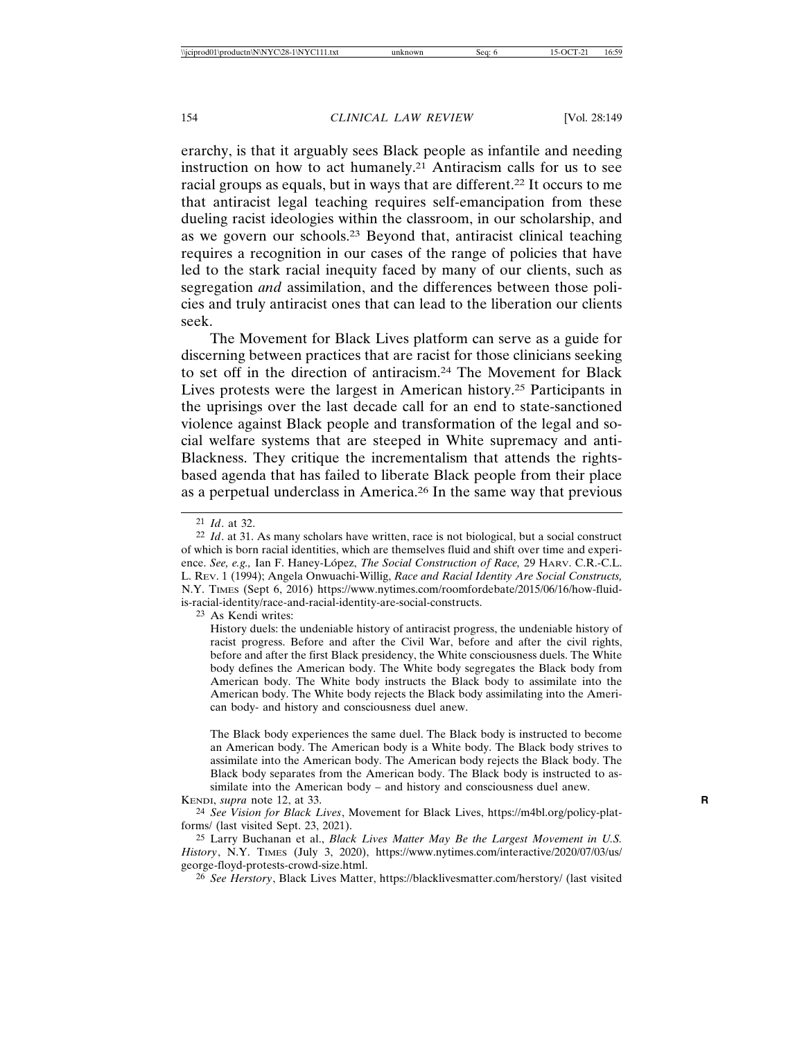erarchy, is that it arguably sees Black people as infantile and needing instruction on how to act humanely.[21] Antiracism calls for us to see racial groups as equals, but in ways that are different.[22] It occurs to me that antiracist legal teaching requires self-emancipation from these dueling racist ideologies within the classroom, in our scholarship, and as we govern our schools.[23] Beyond that, antiracist clinical teaching requires a recognition in our cases of the range of policies that have led to the stark racial inequity faced by many of our clients, such as segregation *and* assimilation, and the differences between those policies and truly antiracist ones that can lead to the liberation our clients seek.

The Movement for Black Lives platform can serve as a guide for discerning between practices that are racist for those clinicians seeking to set off in the direction of antiracism.[24] The Movement for Black Lives protests were the largest in American history.[25] Participants in the uprisings over the last decade call for an end to state-sanctioned violence against Black people and transformation of the legal and social welfare systems that are steeped in White supremacy and anti-Blackness. They critique the incrementalism that attends the rights-based agenda that has failed to liberate Black people from their place as a perpetual underclass in America.[26] In the same way that previous

---

[21] *Id*. at 32.

[22] *Id*. at 31. As many scholars have written, race is not biological, but a social construct of which is born racial identities, which are themselves fluid and shift over time and experience. *See, e.g.,* Ian F. Haney-López, *The Social Construction of Race,* 29 HARV. C.R.-C.L. L. REV. 1 (1994); Angela Onwuachi-Willig, *Race and Racial Identity Are Social Constructs,* N.Y. TIMES (Sept 6, 2016) https://www.nytimes.com/roomfordebate/2015/06/16/how-fluid-is-racial-identity/race-and-racial-identity-are-social-constructs.

[23] As Kendi writes:

> History duels: the undeniable history of antiracist progress, the undeniable history of racist progress. Before and after the Civil War, before and after the civil rights, before and after the first Black presidency, the White consciousness duels. The White body defines the American body. The White body segregates the Black body from American body. The White body instructs the Black body to assimilate into the American body. The White body rejects the Black body assimilating into the American body- and history and consciousness duel anew.
>
> The Black body experiences the same duel. The Black body is instructed to become an American body. The American body is a White body. The Black body strives to assimilate into the American body. The American body rejects the Black body. The Black body separates from the American body. The Black body is instructed to assimilate into the American body – and history and consciousness duel anew.

KENDI, *supra* note 12, at 33.

[24] *See Vision for Black Lives*, Movement for Black Lives, https://m4bl.org/policy-platforms/ (last visited Sept. 23, 2021).

[25] Larry Buchanan et al., *Black Lives Matter May Be the Largest Movement in U.S. History*, N.Y. TIMES (July 3, 2020), https://www.nytimes.com/interactive/2020/07/03/us/george-floyd-protests-crowd-size.html.

[26] *See Herstory*, Black Lives Matter, https://blacklivesmatter.com/herstory/ (last visited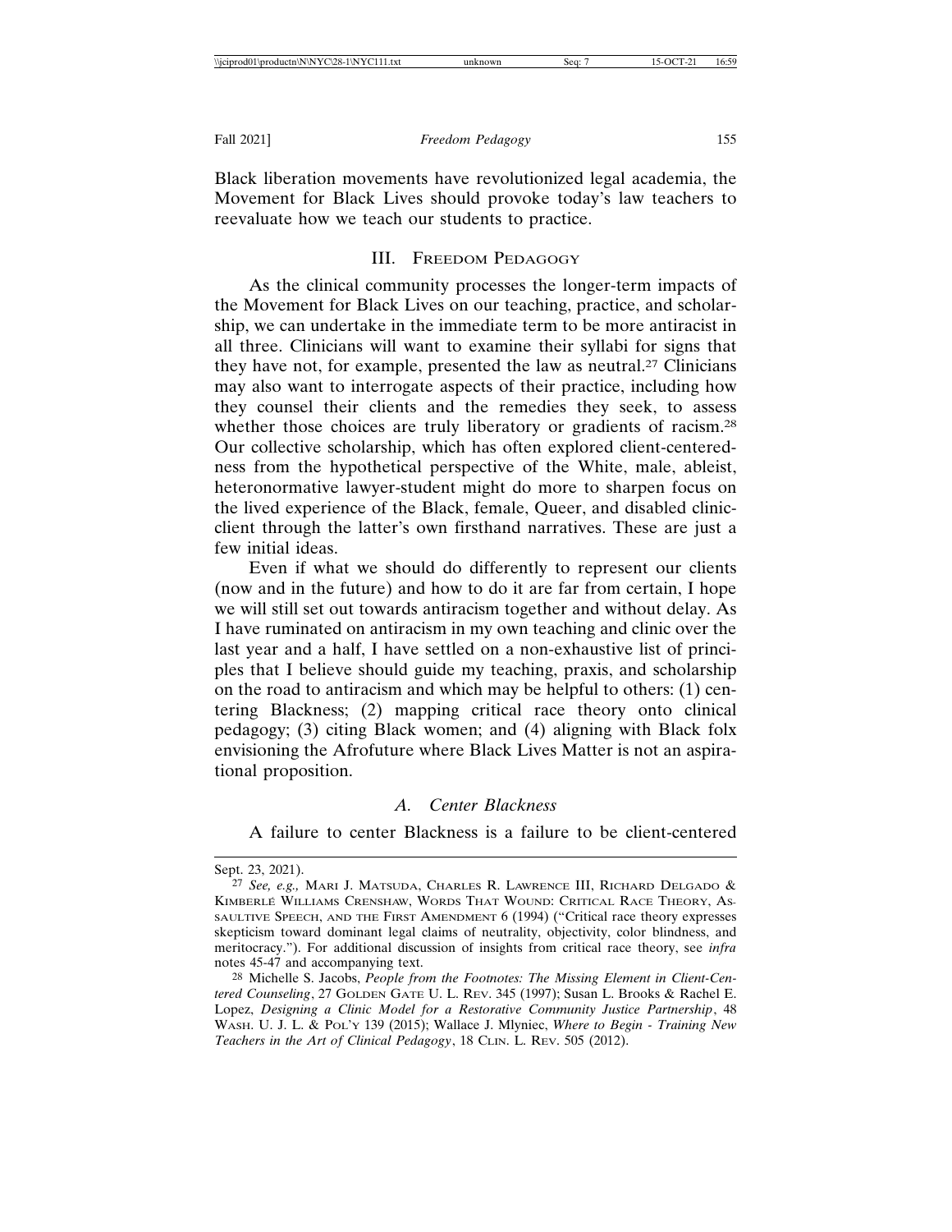Black liberation movements have revolutionized legal academia, the Movement for Black Lives should provoke today's law teachers to reevaluate how we teach our students to practice.

## III. Freedom Pedagogy

As the clinical community processes the longer-term impacts of the Movement for Black Lives on our teaching, practice, and scholarship, we can undertake in the immediate term to be more antiracist in all three. Clinicians will want to examine their syllabi for signs that they have not, for example, presented the law as neutral.[27] Clinicians may also want to interrogate aspects of their practice, including how they counsel their clients and the remedies they seek, to assess whether those choices are truly liberatory or gradients of racism.[28] Our collective scholarship, which has often explored client-centeredness from the hypothetical perspective of the White, male, ableist, heteronormative lawyer-student might do more to sharpen focus on the lived experience of the Black, female, Queer, and disabled clinic-client through the latter's own firsthand narratives. These are just a few initial ideas.

Even if what we should do differently to represent our clients (now and in the future) and how to do it are far from certain, I hope we will still set out towards antiracism together and without delay. As I have ruminated on antiracism in my own teaching and clinic over the last year and a half, I have settled on a non-exhaustive list of principles that I believe should guide my teaching, praxis, and scholarship on the road to antiracism and which may be helpful to others: (1) centering Blackness; (2) mapping critical race theory onto clinical pedagogy; (3) citing Black women; and (4) aligning with Black folx envisioning the Afrofuture where Black Lives Matter is not an aspirational proposition.

### *A. Center Blackness*

A failure to center Blackness is a failure to be client-centered

---

Sept. 23, 2021).

[27] *See, e.g.,* Mari J. Matsuda, Charles R. Lawrence III, Richard Delgado & Kimberlé Williams Crenshaw, Words That Wound: Critical Race Theory, Assaultive Speech, and the First Amendment 6 (1994) ("Critical race theory expresses skepticism toward dominant legal claims of neutrality, objectivity, color blindness, and meritocracy."). For additional discussion of insights from critical race theory, see *infra* notes 45-47 and accompanying text.

[28] Michelle S. Jacobs, *People from the Footnotes: The Missing Element in Client-Centered Counseling*, 27 Golden Gate U. L. Rev. 345 (1997); Susan L. Brooks & Rachel E. Lopez, *Designing a Clinic Model for a Restorative Community Justice Partnership*, 48 Wash. U. J. L. & Pol'y 139 (2015); Wallace J. Mlyniec, *Where to Begin - Training New Teachers in the Art of Clinical Pedagogy*, 18 Clin. L. Rev. 505 (2012).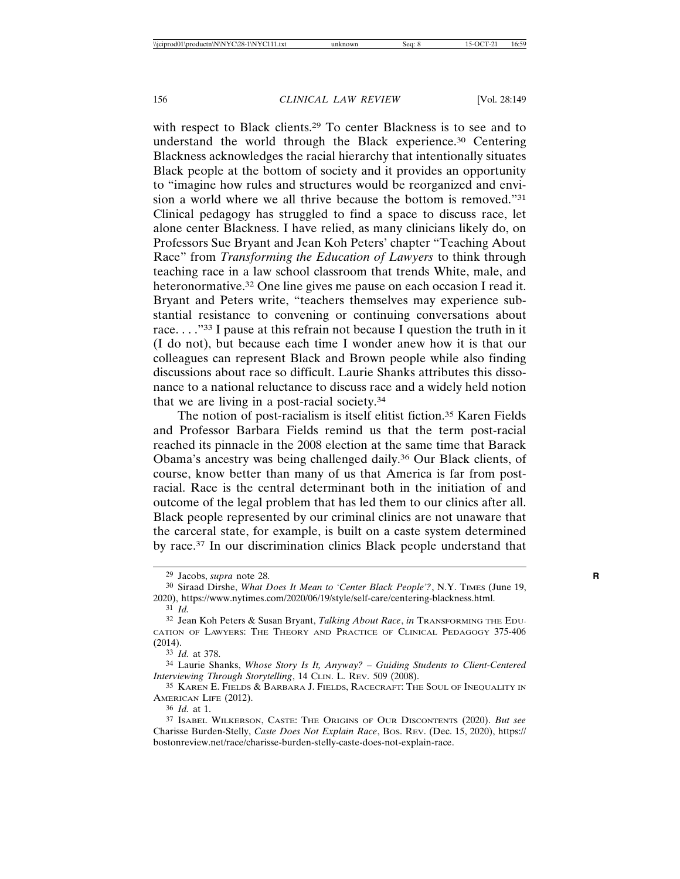with respect to Black clients.[29] To center Blackness is to see and to understand the world through the Black experience.[30] Centering Blackness acknowledges the racial hierarchy that intentionally situates Black people at the bottom of society and it provides an opportunity to "imagine how rules and structures would be reorganized and envision a world where we all thrive because the bottom is removed."[31] Clinical pedagogy has struggled to find a space to discuss race, let alone center Blackness. I have relied, as many clinicians likely do, on Professors Sue Bryant and Jean Koh Peters' chapter "Teaching About Race" from *Transforming the Education of Lawyers* to think through teaching race in a law school classroom that trends White, male, and heteronormative.[32] One line gives me pause on each occasion I read it. Bryant and Peters write, "teachers themselves may experience substantial resistance to convening or continuing conversations about race. . . ."[33] I pause at this refrain not because I question the truth in it (I do not), but because each time I wonder anew how it is that our colleagues can represent Black and Brown people while also finding discussions about race so difficult. Laurie Shanks attributes this dissonance to a national reluctance to discuss race and a widely held notion that we are living in a post-racial society.[34]

The notion of post-racialism is itself elitist fiction.[35] Karen Fields and Professor Barbara Fields remind us that the term post-racial reached its pinnacle in the 2008 election at the same time that Barack Obama's ancestry was being challenged daily.[36] Our Black clients, of course, know better than many of us that America is far from post-racial. Race is the central determinant both in the initiation of and outcome of the legal problem that has led them to our clinics after all. Black people represented by our criminal clinics are not unaware that the carceral state, for example, is built on a caste system determined by race.[37] In our discrimination clinics Black people understand that

---

29 Jacobs, *supra* note 28.

30 Siraad Dirshe, *What Does It Mean to 'Center Black People'?*, N.Y. TIMES (June 19, 2020), https://www.nytimes.com/2020/06/19/style/self-care/centering-blackness.html.

31 *Id.*

32 Jean Koh Peters & Susan Bryant, *Talking About Race*, *in* TRANSFORMING THE EDUCATION OF LAWYERS: THE THEORY AND PRACTICE OF CLINICAL PEDAGOGY 375-406 (2014).

33 *Id.* at 378.

34 Laurie Shanks, *Whose Story Is It, Anyway? – Guiding Students to Client-Centered Interviewing Through Storytelling*, 14 CLIN. L. REV. 509 (2008).

35 KAREN E. FIELDS & BARBARA J. FIELDS, RACECRAFT: THE SOUL OF INEQUALITY IN AMERICAN LIFE (2012).

36 *Id.* at 1.

37 ISABEL WILKERSON, CASTE: THE ORIGINS OF OUR DISCONTENTS (2020). *But see* Charisse Burden-Stelly, *Caste Does Not Explain Race*, BOS. REV. (Dec. 15, 2020), https://bostonreview.net/race/charisse-burden-stelly-caste-does-not-explain-race.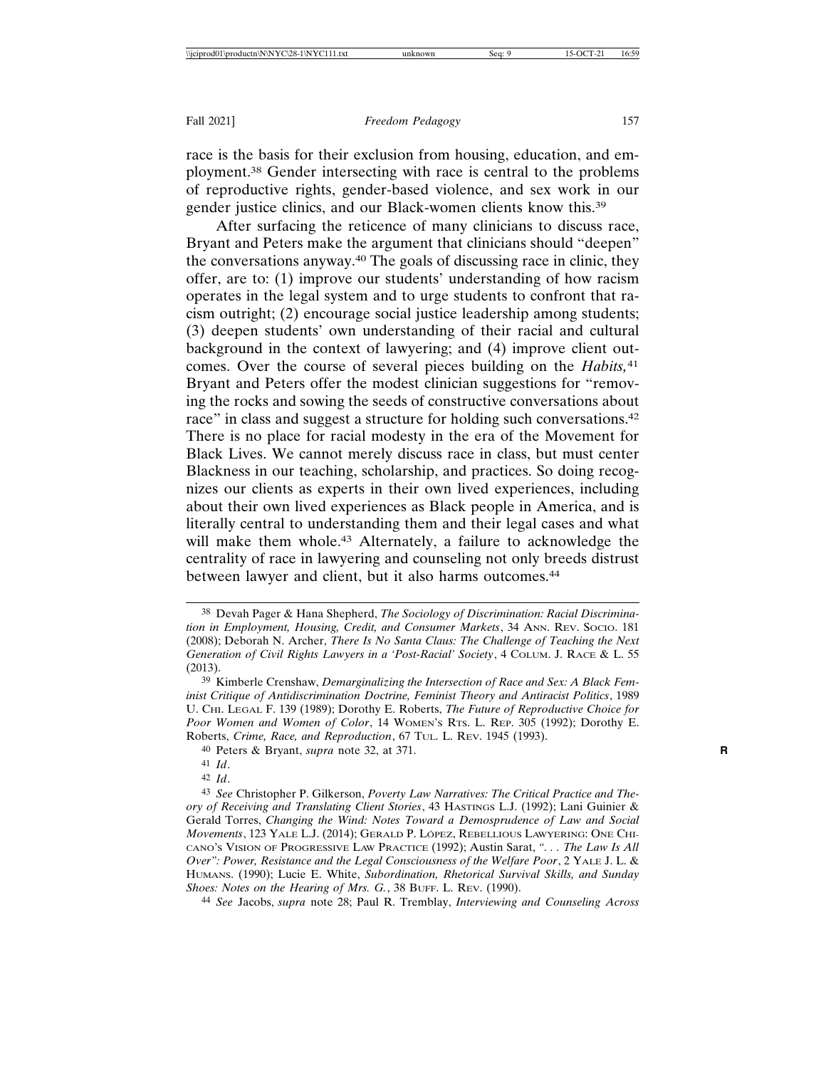race is the basis for their exclusion from housing, education, and employment.[38] Gender intersecting with race is central to the problems of reproductive rights, gender-based violence, and sex work in our gender justice clinics, and our Black-women clients know this.[39]

After surfacing the reticence of many clinicians to discuss race, Bryant and Peters make the argument that clinicians should "deepen" the conversations anyway.[40] The goals of discussing race in clinic, they offer, are to: (1) improve our students' understanding of how racism operates in the legal system and to urge students to confront that racism outright; (2) encourage social justice leadership among students; (3) deepen students' own understanding of their racial and cultural background in the context of lawyering; and (4) improve client outcomes. Over the course of several pieces building on the *Habits,*[41] Bryant and Peters offer the modest clinician suggestions for "removing the rocks and sowing the seeds of constructive conversations about race" in class and suggest a structure for holding such conversations.[42] There is no place for racial modesty in the era of the Movement for Black Lives. We cannot merely discuss race in class, but must center Blackness in our teaching, scholarship, and practices. So doing recognizes our clients as experts in their own lived experiences, including about their own lived experiences as Black people in America, and is literally central to understanding them and their legal cases and what will make them whole.[43] Alternately, a failure to acknowledge the centrality of race in lawyering and counseling not only breeds distrust between lawyer and client, but it also harms outcomes.[44]

---

[38] Devah Pager & Hana Shepherd, *The Sociology of Discrimination: Racial Discrimination in Employment, Housing, Credit, and Consumer Markets*, 34 ANN. REV. SOCIO. 181 (2008); Deborah N. Archer, *There Is No Santa Claus: The Challenge of Teaching the Next Generation of Civil Rights Lawyers in a 'Post-Racial' Society*, 4 COLUM. J. RACE & L. 55 (2013).

[39] Kimberle Crenshaw, *Demarginalizing the Intersection of Race and Sex: A Black Feminist Critique of Antidiscrimination Doctrine, Feminist Theory and Antiracist Politics*, 1989 U. CHI. LEGAL F. 139 (1989); Dorothy E. Roberts, *The Future of Reproductive Choice for Poor Women and Women of Color*, 14 WOMEN'S RTS. L. REP. 305 (1992); Dorothy E. Roberts, *Crime, Race, and Reproduction*, 67 TUL. L. REV. 1945 (1993).

[40] Peters & Bryant, *supra* note 32, at 371.

[41] *Id*.

[42] *Id*.

[43] *See* Christopher P. Gilkerson, *Poverty Law Narratives: The Critical Practice and Theory of Receiving and Translating Client Stories*, 43 HASTINGS L.J. (1992); Lani Guinier & Gerald Torres, *Changing the Wind: Notes Toward a Demosprudence of Law and Social Movements*, 123 YALE L.J. (2014); GERALD P. LÓPEZ, REBELLIOUS LAWYERING: ONE CHICANO'S VISION OF PROGRESSIVE LAW PRACTICE (1992); Austin Sarat, *". . . The Law Is All Over": Power, Resistance and the Legal Consciousness of the Welfare Poor*, 2 YALE J. L. & HUMANS. (1990); Lucie E. White, *Subordination, Rhetorical Survival Skills, and Sunday Shoes: Notes on the Hearing of Mrs. G.*, 38 BUFF. L. REV. (1990).

[44] *See* Jacobs, *supra* note 28; Paul R. Tremblay, *Interviewing and Counseling Across*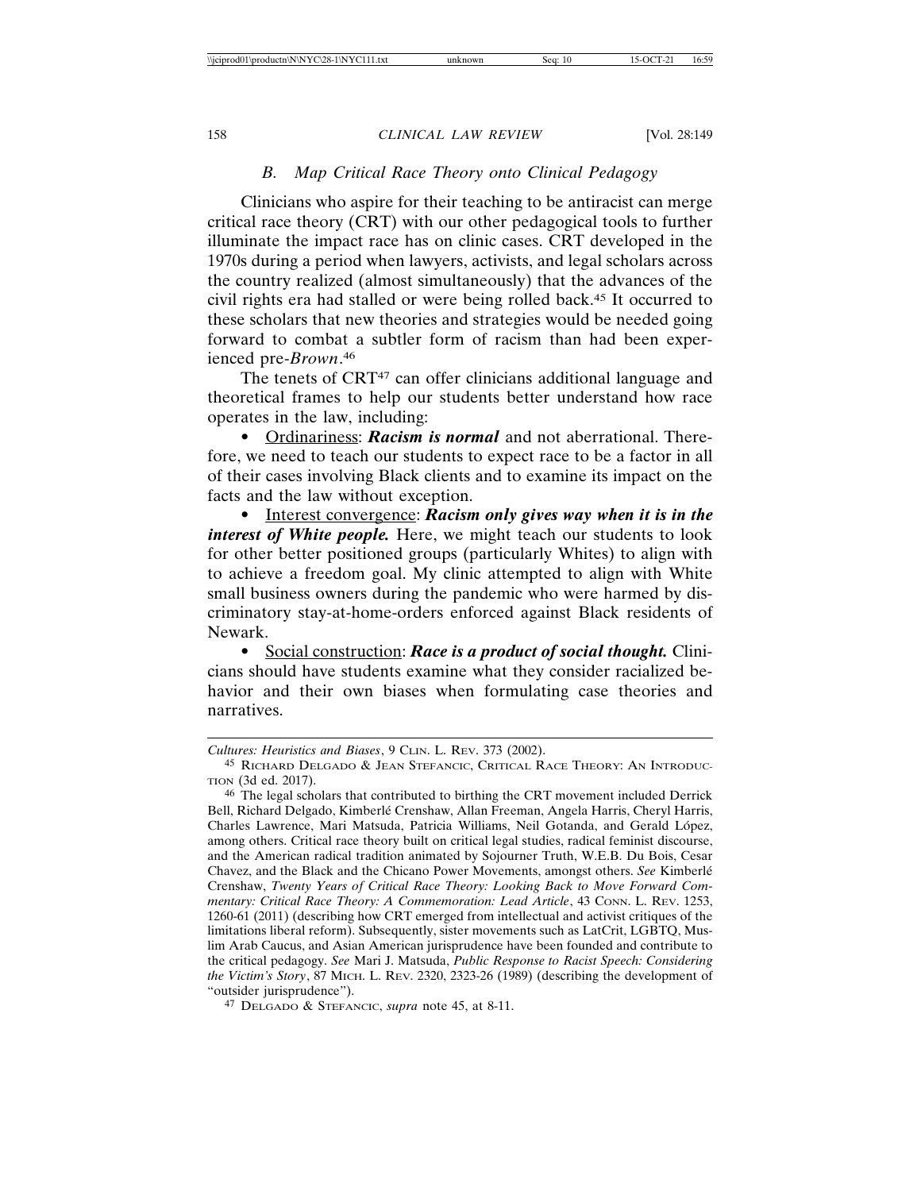### *B. Map Critical Race Theory onto Clinical Pedagogy*

Clinicians who aspire for their teaching to be antiracist can merge critical race theory (CRT) with our other pedagogical tools to further illuminate the impact race has on clinic cases. CRT developed in the 1970s during a period when lawyers, activists, and legal scholars across the country realized (almost simultaneously) that the advances of the civil rights era had stalled or were being rolled back.[45] It occurred to these scholars that new theories and strategies would be needed going forward to combat a subtler form of racism than had been experienced pre-*Brown*.[46]

The tenets of CRT[47] can offer clinicians additional language and theoretical frames to help our students better understand how race operates in the law, including:

- Ordinariness: ***Racism is normal*** and not aberrational. Therefore, we need to teach our students to expect race to be a factor in all of their cases involving Black clients and to examine its impact on the facts and the law without exception.
- Interest convergence: ***Racism only gives way when it is in the interest of White people.*** Here, we might teach our students to look for other better positioned groups (particularly Whites) to align with to achieve a freedom goal. My clinic attempted to align with White small business owners during the pandemic who were harmed by discriminatory stay-at-home-orders enforced against Black residents of Newark.
- Social construction: ***Race is a product of social thought.*** Clinicians should have students examine what they consider racialized behavior and their own biases when formulating case theories and narratives.

---

*Cultures: Heuristics and Biases*, 9 CLIN. L. REV. 373 (2002).

[45] RICHARD DELGADO & JEAN STEFANCIC, CRITICAL RACE THEORY: AN INTRODUCTION (3d ed. 2017).

[46] The legal scholars that contributed to birthing the CRT movement included Derrick Bell, Richard Delgado, Kimberlé Crenshaw, Allan Freeman, Angela Harris, Cheryl Harris, Charles Lawrence, Mari Matsuda, Patricia Williams, Neil Gotanda, and Gerald López, among others. Critical race theory built on critical legal studies, radical feminist discourse, and the American radical tradition animated by Sojourner Truth, W.E.B. Du Bois, Cesar Chavez, and the Black and the Chicano Power Movements, amongst others. *See* Kimberlé Crenshaw, *Twenty Years of Critical Race Theory: Looking Back to Move Forward Commentary: Critical Race Theory: A Commemoration: Lead Article*, 43 CONN. L. REV. 1253, 1260-61 (2011) (describing how CRT emerged from intellectual and activist critiques of the limitations liberal reform). Subsequently, sister movements such as LatCrit, LGBTQ, Muslim Arab Caucus, and Asian American jurisprudence have been founded and contribute to the critical pedagogy. *See* Mari J. Matsuda, *Public Response to Racist Speech: Considering the Victim's Story*, 87 MICH. L. REV. 2320, 2323-26 (1989) (describing the development of "outsider jurisprudence").

[47] DELGADO & STEFANCIC, *supra* note 45, at 8-11.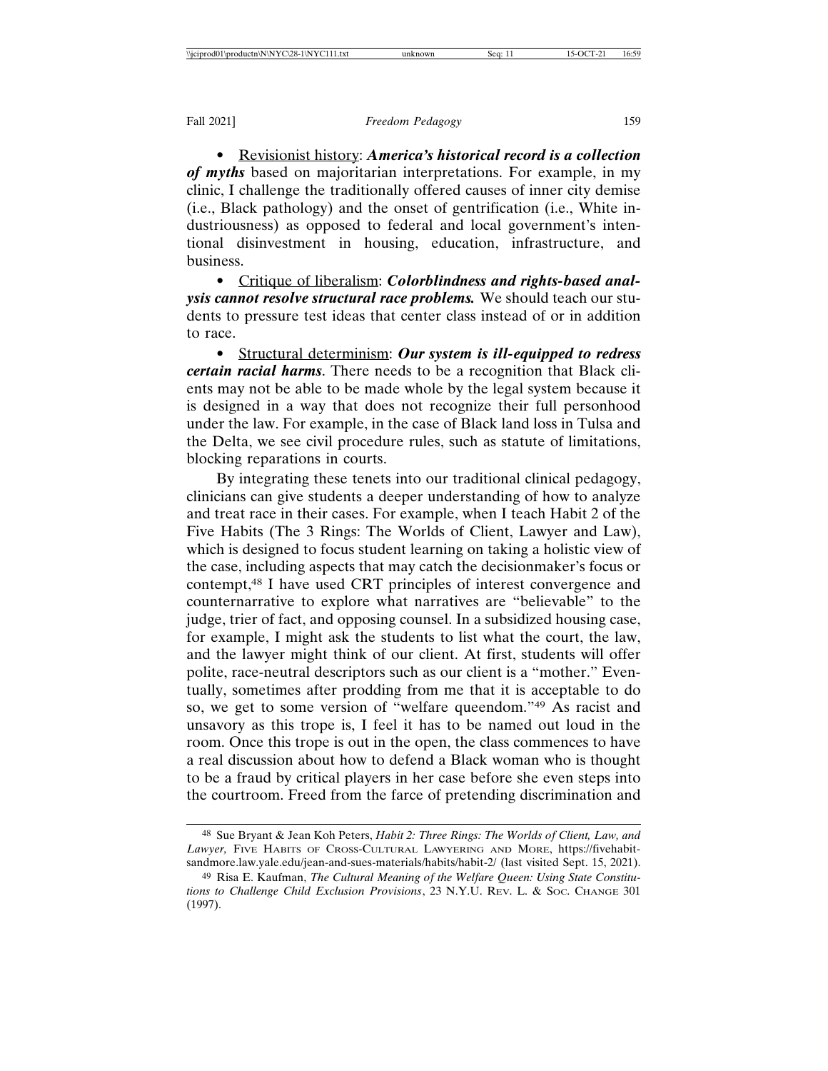- Revisionist history: ***America's historical record is a collection of myths*** based on majoritarian interpretations. For example, in my clinic, I challenge the traditionally offered causes of inner city demise (i.e., Black pathology) and the onset of gentrification (i.e., White industriousness) as opposed to federal and local government's intentional disinvestment in housing, education, infrastructure, and business.

- Critique of liberalism: ***Colorblindness and rights-based analysis cannot resolve structural race problems.*** We should teach our students to pressure test ideas that center class instead of or in addition to race.

- Structural determinism: ***Our system is ill-equipped to redress certain racial harms***. There needs to be a recognition that Black clients may not be able to be made whole by the legal system because it is designed in a way that does not recognize their full personhood under the law. For example, in the case of Black land loss in Tulsa and the Delta, we see civil procedure rules, such as statute of limitations, blocking reparations in courts.

By integrating these tenets into our traditional clinical pedagogy, clinicians can give students a deeper understanding of how to analyze and treat race in their cases. For example, when I teach Habit 2 of the Five Habits (The 3 Rings: The Worlds of Client, Lawyer and Law), which is designed to focus student learning on taking a holistic view of the case, including aspects that may catch the decisionmaker's focus or contempt,[48] I have used CRT principles of interest convergence and counternarrative to explore what narratives are "believable" to the judge, trier of fact, and opposing counsel. In a subsidized housing case, for example, I might ask the students to list what the court, the law, and the lawyer might think of our client. At first, students will offer polite, race-neutral descriptors such as our client is a "mother." Eventually, sometimes after prodding from me that it is acceptable to do so, we get to some version of "welfare queendom."[49] As racist and unsavory as this trope is, I feel it has to be named out loud in the room. Once this trope is out in the open, the class commences to have a real discussion about how to defend a Black woman who is thought to be a fraud by critical players in her case before she even steps into the courtroom. Freed from the farce of pretending discrimination and

---

[48] Sue Bryant & Jean Koh Peters, *Habit 2: Three Rings: The Worlds of Client, Law, and Lawyer,* Five Habits of Cross-Cultural Lawyering and More, https://fivehabitsandmore.law.yale.edu/jean-and-sues-materials/habits/habit-2/ (last visited Sept. 15, 2021).

[49] Risa E. Kaufman, *The Cultural Meaning of the Welfare Queen: Using State Constitutions to Challenge Child Exclusion Provisions*, 23 N.Y.U. Rev. L. & Soc. Change 301 (1997).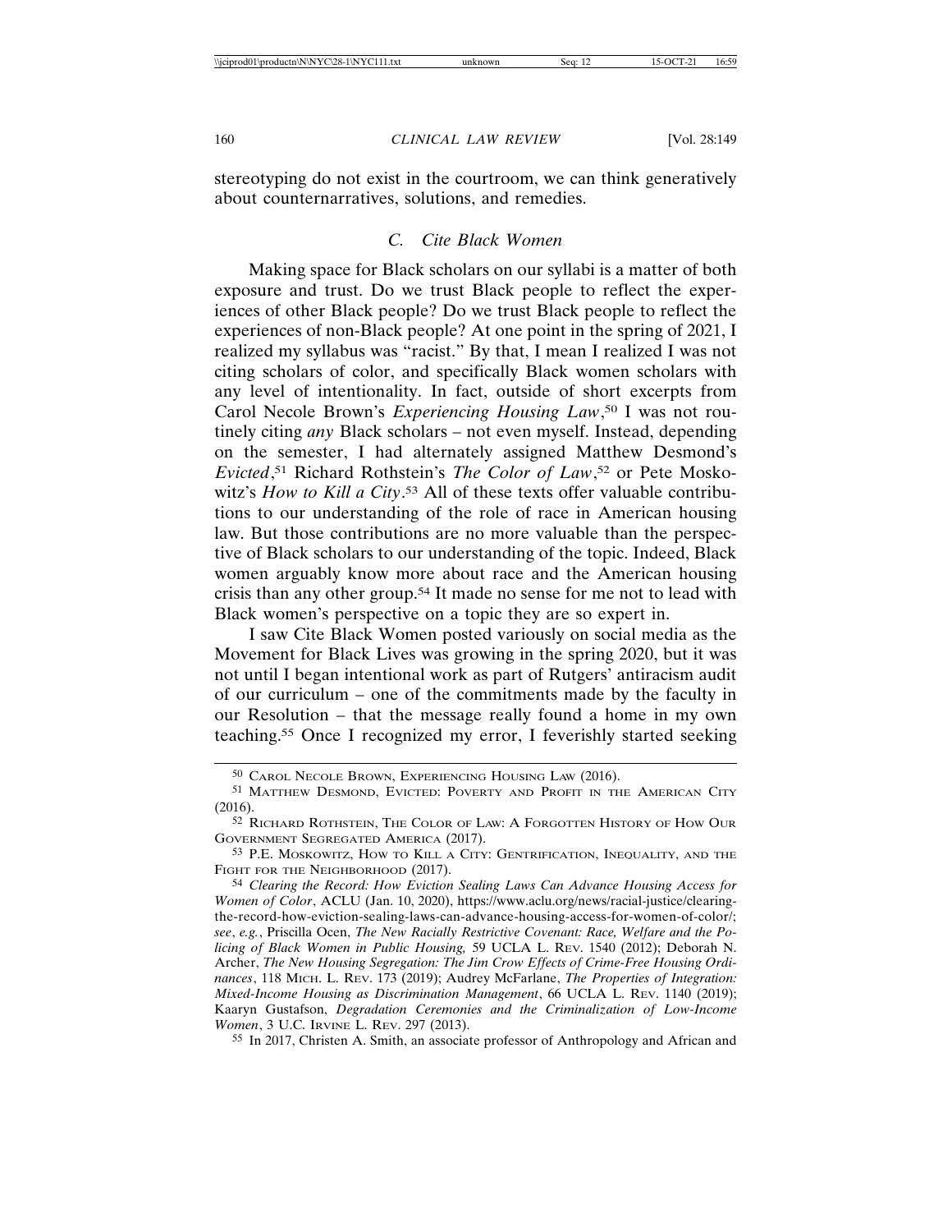stereotyping do not exist in the courtroom, we can think generatively about counternarratives, solutions, and remedies.

### *C. Cite Black Women*

Making space for Black scholars on our syllabi is a matter of both exposure and trust. Do we trust Black people to reflect the experiences of other Black people? Do we trust Black people to reflect the experiences of non-Black people? At one point in the spring of 2021, I realized my syllabus was "racist." By that, I mean I realized I was not citing scholars of color, and specifically Black women scholars with any level of intentionality. In fact, outside of short excerpts from Carol Necole Brown's *Experiencing Housing Law*,[50] I was not routinely citing *any* Black scholars – not even myself. Instead, depending on the semester, I had alternately assigned Matthew Desmond's *Evicted*,[51] Richard Rothstein's *The Color of Law*,[52] or Pete Moskowitz's *How to Kill a City*.[53] All of these texts offer valuable contributions to our understanding of the role of race in American housing law. But those contributions are no more valuable than the perspective of Black scholars to our understanding of the topic. Indeed, Black women arguably know more about race and the American housing crisis than any other group.[54] It made no sense for me not to lead with Black women's perspective on a topic they are so expert in.

I saw Cite Black Women posted variously on social media as the Movement for Black Lives was growing in the spring 2020, but it was not until I began intentional work as part of Rutgers' antiracism audit of our curriculum – one of the commitments made by the faculty in our Resolution – that the message really found a home in my own teaching.[55] Once I recognized my error, I feverishly started seeking

---

[50] CAROL NECOLE BROWN, EXPERIENCING HOUSING LAW (2016).

[51] MATTHEW DESMOND, EVICTED: POVERTY AND PROFIT IN THE AMERICAN CITY (2016).

[52] RICHARD ROTHSTEIN, THE COLOR OF LAW: A FORGOTTEN HISTORY OF HOW OUR GOVERNMENT SEGREGATED AMERICA (2017).

[53] P.E. MOSKOWITZ, HOW TO KILL A CITY: GENTRIFICATION, INEQUALITY, AND THE FIGHT FOR THE NEIGHBORHOOD (2017).

[54] *Clearing the Record: How Eviction Sealing Laws Can Advance Housing Access for Women of Color*, ACLU (Jan. 10, 2020), https://www.aclu.org/news/racial-justice/clearing-the-record-how-eviction-sealing-laws-can-advance-housing-access-for-women-of-color/; *see*, *e.g.*, Priscilla Ocen, *The New Racially Restrictive Covenant: Race, Welfare and the Policing of Black Women in Public Housing,* 59 UCLA L. REV. 1540 (2012); Deborah N. Archer, *The New Housing Segregation: The Jim Crow Effects of Crime-Free Housing Ordinances*, 118 MICH. L. REV. 173 (2019); Audrey McFarlane, *The Properties of Integration: Mixed-Income Housing as Discrimination Management*, 66 UCLA L. REV. 1140 (2019); Kaaryn Gustafson, *Degradation Ceremonies and the Criminalization of Low-Income Women*, 3 U.C. IRVINE L. REV. 297 (2013).

[55] In 2017, Christen A. Smith, an associate professor of Anthropology and African and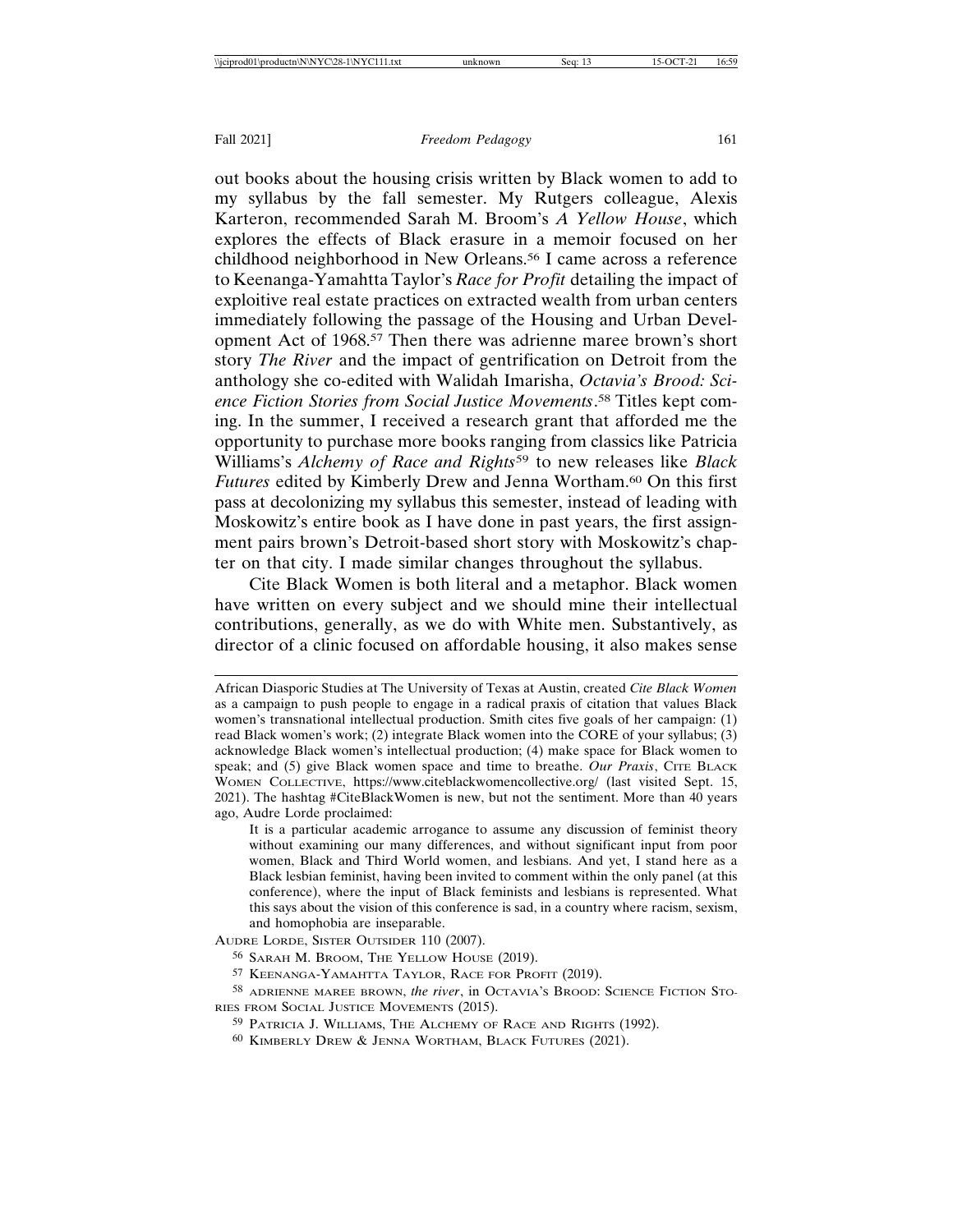out books about the housing crisis written by Black women to add to my syllabus by the fall semester. My Rutgers colleague, Alexis Karteron, recommended Sarah M. Broom's *A Yellow House*, which explores the effects of Black erasure in a memoir focused on her childhood neighborhood in New Orleans.[56] I came across a reference to Keenanga-Yamahtta Taylor's *Race for Profit* detailing the impact of exploitive real estate practices on extracted wealth from urban centers immediately following the passage of the Housing and Urban Development Act of 1968.[57] Then there was adrienne maree brown's short story *The River* and the impact of gentrification on Detroit from the anthology she co-edited with Walidah Imarisha, *Octavia's Brood: Science Fiction Stories from Social Justice Movements*.[58] Titles kept coming. In the summer, I received a research grant that afforded me the opportunity to purchase more books ranging from classics like Patricia Williams's *Alchemy of Race and Rights*[59] to new releases like *Black Futures* edited by Kimberly Drew and Jenna Wortham.[60] On this first pass at decolonizing my syllabus this semester, instead of leading with Moskowitz's entire book as I have done in past years, the first assignment pairs brown's Detroit-based short story with Moskowitz's chapter on that city. I made similar changes throughout the syllabus.

Cite Black Women is both literal and a metaphor. Black women have written on every subject and we should mine their intellectual contributions, generally, as we do with White men. Substantively, as director of a clinic focused on affordable housing, it also makes sense

---

African Diasporic Studies at The University of Texas at Austin, created *Cite Black Women* as a campaign to push people to engage in a radical praxis of citation that values Black women's transnational intellectual production. Smith cites five goals of her campaign: (1) read Black women's work; (2) integrate Black women into the CORE of your syllabus; (3) acknowledge Black women's intellectual production; (4) make space for Black women to speak; and (5) give Black women space and time to breathe. *Our Praxis*, Cite Black Women Collective, https://www.citeblackwomencollective.org/ (last visited Sept. 15, 2021). The hashtag #CiteBlackWomen is new, but not the sentiment. More than 40 years ago, Audre Lorde proclaimed:

> It is a particular academic arrogance to assume any discussion of feminist theory without examining our many differences, and without significant input from poor women, Black and Third World women, and lesbians. And yet, I stand here as a Black lesbian feminist, having been invited to comment within the only panel (at this conference), where the input of Black feminists and lesbians is represented. What this says about the vision of this conference is sad, in a country where racism, sexism, and homophobia are inseparable.

Audre Lorde, Sister Outsider 110 (2007).

[56] Sarah M. Broom, The Yellow House (2019).

[57] Keenanga-Yamahtta Taylor, Race for Profit (2019).

[58] adrienne maree brown, *the river*, in Octavia's Brood: Science Fiction Stories from Social Justice Movements (2015).

[59] Patricia J. Williams, The Alchemy of Race and Rights (1992).

[60] Kimberly Drew & Jenna Wortham, Black Futures (2021).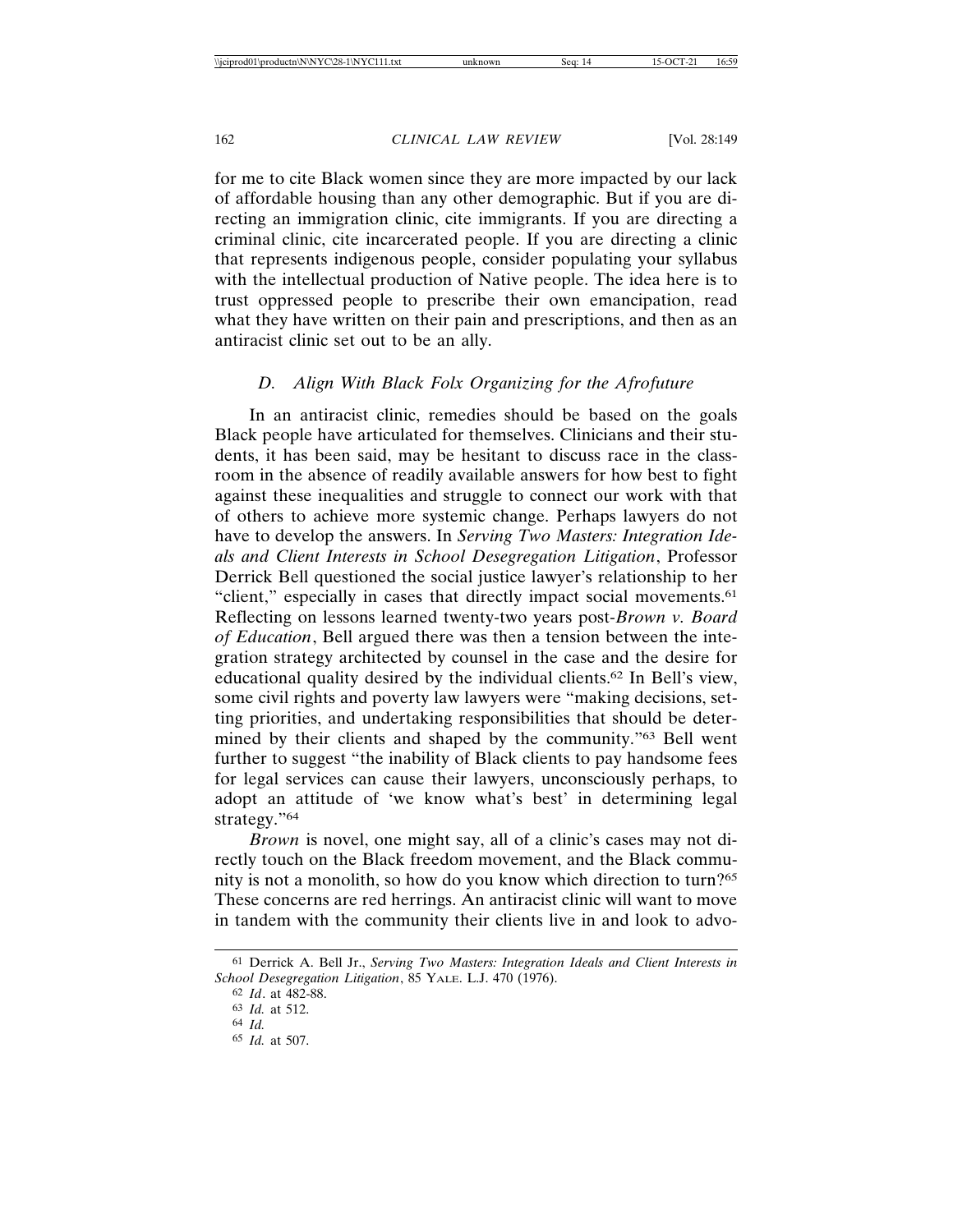for me to cite Black women since they are more impacted by our lack of affordable housing than any other demographic. But if you are directing an immigration clinic, cite immigrants. If you are directing a criminal clinic, cite incarcerated people. If you are directing a clinic that represents indigenous people, consider populating your syllabus with the intellectual production of Native people. The idea here is to trust oppressed people to prescribe their own emancipation, read what they have written on their pain and prescriptions, and then as an antiracist clinic set out to be an ally.

### *D. Align With Black Folx Organizing for the Afrofuture*

In an antiracist clinic, remedies should be based on the goals Black people have articulated for themselves. Clinicians and their students, it has been said, may be hesitant to discuss race in the classroom in the absence of readily available answers for how best to fight against these inequalities and struggle to connect our work with that of others to achieve more systemic change. Perhaps lawyers do not have to develop the answers. In *Serving Two Masters: Integration Ideals and Client Interests in School Desegregation Litigation*, Professor Derrick Bell questioned the social justice lawyer's relationship to her "client," especially in cases that directly impact social movements.[61] Reflecting on lessons learned twenty-two years post-*Brown v. Board of Education*, Bell argued there was then a tension between the integration strategy architected by counsel in the case and the desire for educational quality desired by the individual clients.[62] In Bell's view, some civil rights and poverty law lawyers were "making decisions, setting priorities, and undertaking responsibilities that should be determined by their clients and shaped by the community."[63] Bell went further to suggest "the inability of Black clients to pay handsome fees for legal services can cause their lawyers, unconsciously perhaps, to adopt an attitude of 'we know what's best' in determining legal strategy."[64]

*Brown* is novel, one might say, all of a clinic's cases may not directly touch on the Black freedom movement, and the Black community is not a monolith, so how do you know which direction to turn?[65] These concerns are red herrings. An antiracist clinic will want to move in tandem with the community their clients live in and look to advo-

---

[61] Derrick A. Bell Jr., *Serving Two Masters: Integration Ideals and Client Interests in School Desegregation Litigation*, 85 YALE. L.J. 470 (1976).

[62] *Id*. at 482-88.

[63] *Id.* at 512.

[64] *Id.*

[65] *Id.* at 507.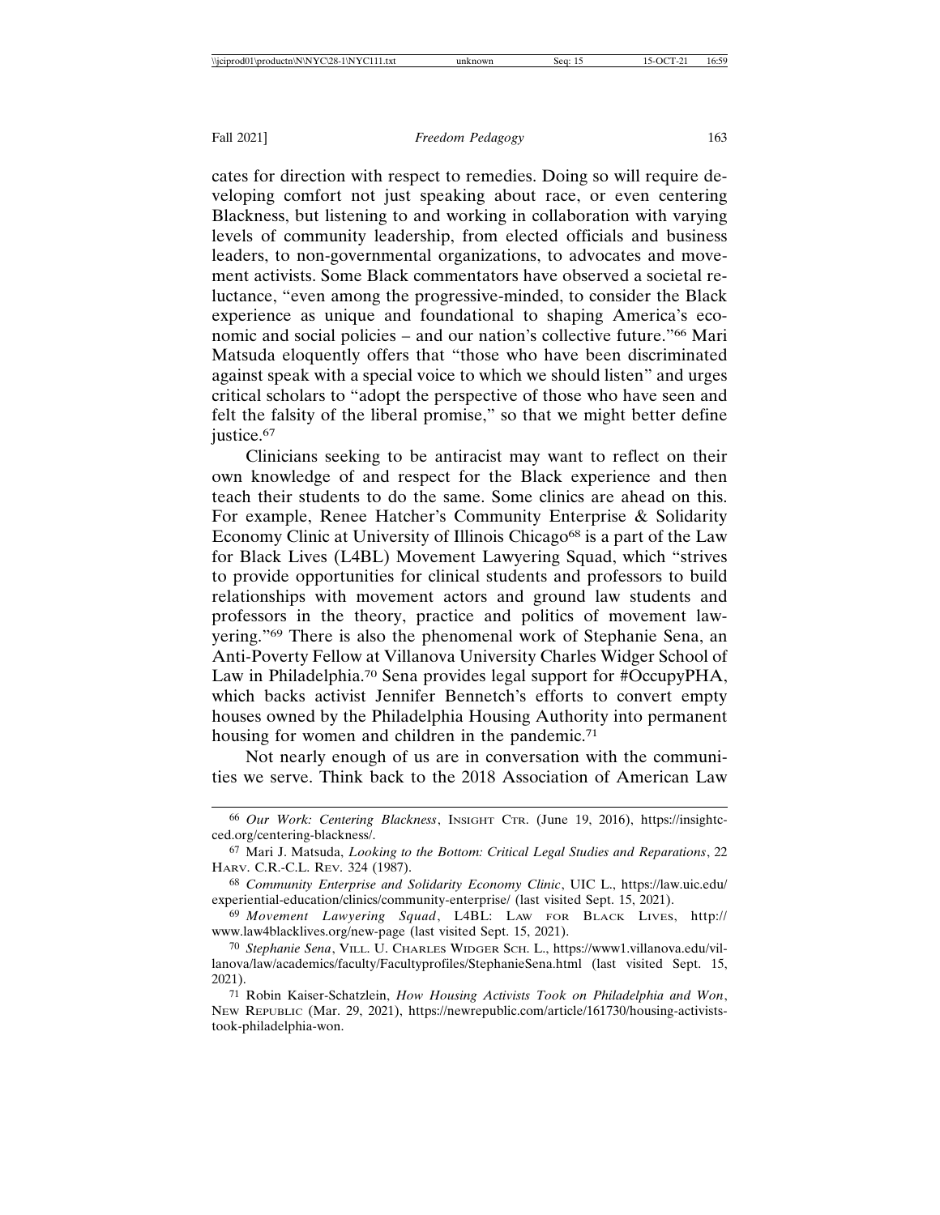cates for direction with respect to remedies. Doing so will require developing comfort not just speaking about race, or even centering Blackness, but listening to and working in collaboration with varying levels of community leadership, from elected officials and business leaders, to non-governmental organizations, to advocates and movement activists. Some Black commentators have observed a societal reluctance, "even among the progressive-minded, to consider the Black experience as unique and foundational to shaping America's economic and social policies – and our nation's collective future."[66] Mari Matsuda eloquently offers that "those who have been discriminated against speak with a special voice to which we should listen" and urges critical scholars to "adopt the perspective of those who have seen and felt the falsity of the liberal promise," so that we might better define justice.[67]

Clinicians seeking to be antiracist may want to reflect on their own knowledge of and respect for the Black experience and then teach their students to do the same. Some clinics are ahead on this. For example, Renee Hatcher's Community Enterprise & Solidarity Economy Clinic at University of Illinois Chicago[68] is a part of the Law for Black Lives (L4BL) Movement Lawyering Squad, which "strives to provide opportunities for clinical students and professors to build relationships with movement actors and ground law students and professors in the theory, practice and politics of movement lawyering."[69] There is also the phenomenal work of Stephanie Sena, an Anti-Poverty Fellow at Villanova University Charles Widger School of Law in Philadelphia.[70] Sena provides legal support for #OccupyPHA, which backs activist Jennifer Bennetch's efforts to convert empty houses owned by the Philadelphia Housing Authority into permanent housing for women and children in the pandemic.[71]

Not nearly enough of us are in conversation with the communities we serve. Think back to the 2018 Association of American Law

---

66 *Our Work: Centering Blackness*, Insight Ctr. (June 19, 2016), https://insightcced.org/centering-blackness/.

67 Mari J. Matsuda, *Looking to the Bottom: Critical Legal Studies and Reparations*, 22 Harv. C.R.-C.L. Rev. 324 (1987).

68 *Community Enterprise and Solidarity Economy Clinic*, UIC L., https://law.uic.edu/experiential-education/clinics/community-enterprise/ (last visited Sept. 15, 2021).

69 *Movement Lawyering Squad*, L4BL: Law for Black Lives, http://www.law4blacklives.org/new-page (last visited Sept. 15, 2021).

70 *Stephanie Sena*, Vill. U. Charles Widger Sch. L., https://www1.villanova.edu/villanova/law/academics/faculty/Facultyprofiles/StephanieSena.html (last visited Sept. 15, 2021).

71 Robin Kaiser-Schatzlein, *How Housing Activists Took on Philadelphia and Won*, New Republic (Mar. 29, 2021), https://newrepublic.com/article/161730/housing-activists-took-philadelphia-won.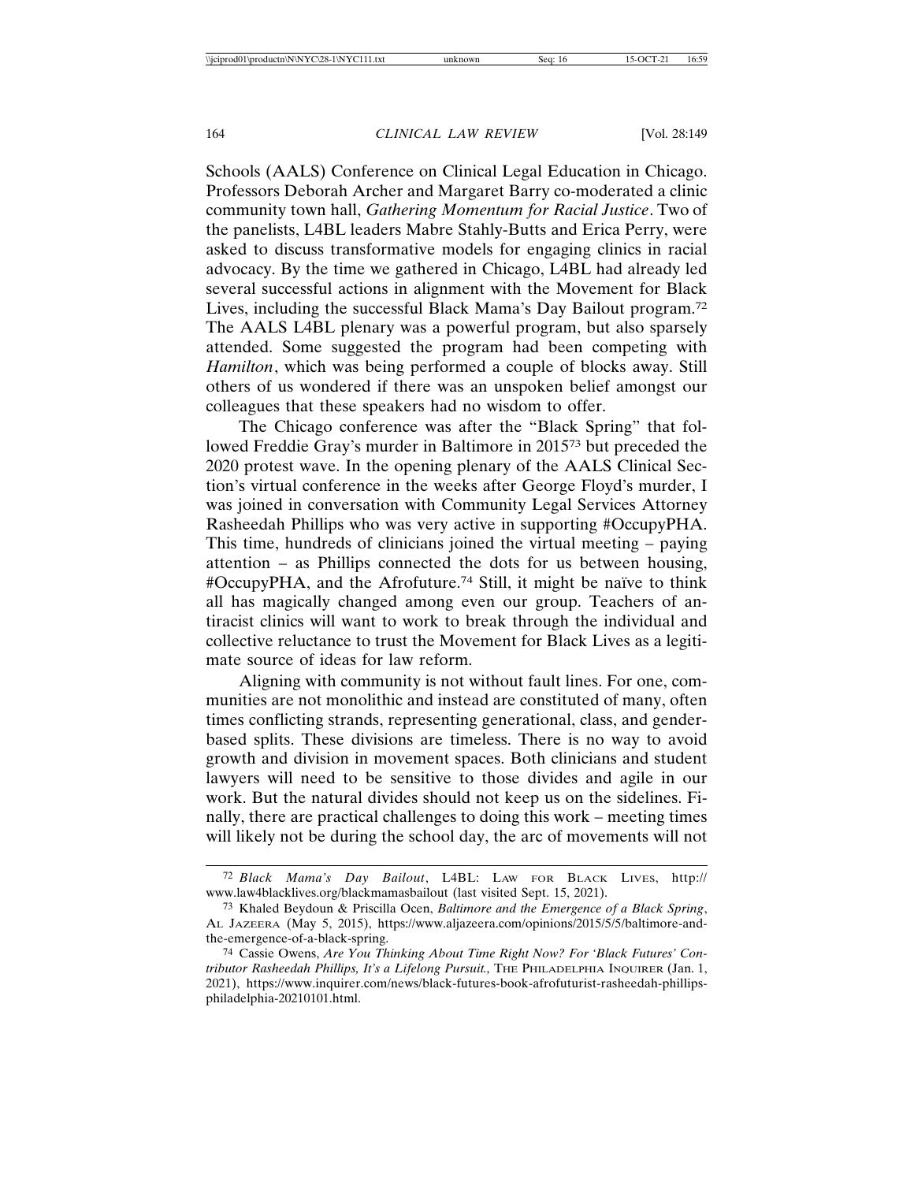Schools (AALS) Conference on Clinical Legal Education in Chicago. Professors Deborah Archer and Margaret Barry co-moderated a clinic community town hall, *Gathering Momentum for Racial Justice*. Two of the panelists, L4BL leaders Mabre Stahly-Butts and Erica Perry, were asked to discuss transformative models for engaging clinics in racial advocacy. By the time we gathered in Chicago, L4BL had already led several successful actions in alignment with the Movement for Black Lives, including the successful Black Mama's Day Bailout program.[72] The AALS L4BL plenary was a powerful program, but also sparsely attended. Some suggested the program had been competing with *Hamilton*, which was being performed a couple of blocks away. Still others of us wondered if there was an unspoken belief amongst our colleagues that these speakers had no wisdom to offer.

The Chicago conference was after the "Black Spring" that followed Freddie Gray's murder in Baltimore in 2015[73] but preceded the 2020 protest wave. In the opening plenary of the AALS Clinical Section's virtual conference in the weeks after George Floyd's murder, I was joined in conversation with Community Legal Services Attorney Rasheedah Phillips who was very active in supporting #OccupyPHA. This time, hundreds of clinicians joined the virtual meeting – paying attention – as Phillips connected the dots for us between housing, #OccupyPHA, and the Afrofuture.[74] Still, it might be naïve to think all has magically changed among even our group. Teachers of antiracist clinics will want to work to break through the individual and collective reluctance to trust the Movement for Black Lives as a legitimate source of ideas for law reform.

Aligning with community is not without fault lines. For one, communities are not monolithic and instead are constituted of many, often times conflicting strands, representing generational, class, and gender-based splits. These divisions are timeless. There is no way to avoid growth and division in movement spaces. Both clinicians and student lawyers will need to be sensitive to those divides and agile in our work. But the natural divides should not keep us on the sidelines. Finally, there are practical challenges to doing this work – meeting times will likely not be during the school day, the arc of movements will not

---

[72] *Black Mama's Day Bailout*, L4BL: Law for Black Lives, http://www.law4blacklives.org/blackmamasbailout (last visited Sept. 15, 2021).

[73] Khaled Beydoun & Priscilla Ocen, *Baltimore and the Emergence of a Black Spring*, Al Jazeera (May 5, 2015), https://www.aljazeera.com/opinions/2015/5/5/baltimore-and-the-emergence-of-a-black-spring.

[74] Cassie Owens, *Are You Thinking About Time Right Now? For 'Black Futures' Contributor Rasheedah Phillips, It's a Lifelong Pursuit.,* The Philadelphia Inquirer (Jan. 1, 2021), https://www.inquirer.com/news/black-futures-book-afrofuturist-rasheedah-phillips-philadelphia-20210101.html.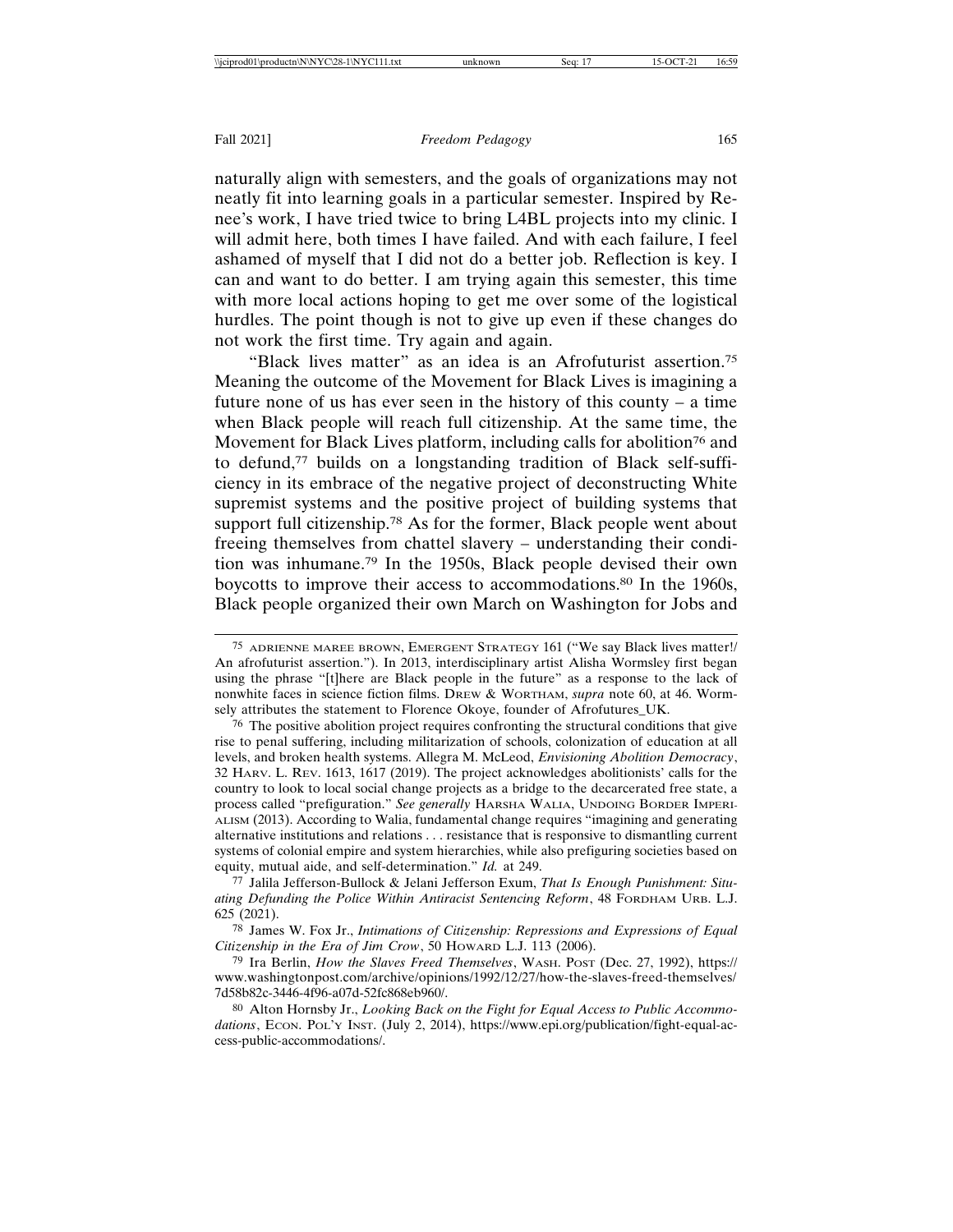naturally align with semesters, and the goals of organizations may not neatly fit into learning goals in a particular semester. Inspired by Renee's work, I have tried twice to bring L4BL projects into my clinic. I will admit here, both times I have failed. And with each failure, I feel ashamed of myself that I did not do a better job. Reflection is key. I can and want to do better. I am trying again this semester, this time with more local actions hoping to get me over some of the logistical hurdles. The point though is not to give up even if these changes do not work the first time. Try again and again.

"Black lives matter" as an idea is an Afrofuturist assertion.[75] Meaning the outcome of the Movement for Black Lives is imagining a future none of us has ever seen in the history of this county – a time when Black people will reach full citizenship. At the same time, the Movement for Black Lives platform, including calls for abolition[76] and to defund,[77] builds on a longstanding tradition of Black self-sufficiency in its embrace of the negative project of deconstructing White supremist systems and the positive project of building systems that support full citizenship.[78] As for the former, Black people went about freeing themselves from chattel slavery – understanding their condition was inhumane.[79] In the 1950s, Black people devised their own boycotts to improve their access to accommodations.[80] In the 1960s, Black people organized their own March on Washington for Jobs and

---

[75] ADRIENNE MAREE BROWN, EMERGENT STRATEGY 161 ("We say Black lives matter!/ An afrofuturist assertion."). In 2013, interdisciplinary artist Alisha Wormsley first began using the phrase "[t]here are Black people in the future" as a response to the lack of nonwhite faces in science fiction films. DREW & WORTHAM, *supra* note 60, at 46. Wormsely attributes the statement to Florence Okoye, founder of Afrofutures_UK.

[76] The positive abolition project requires confronting the structural conditions that give rise to penal suffering, including militarization of schools, colonization of education at all levels, and broken health systems. Allegra M. McLeod, *Envisioning Abolition Democracy*, 32 HARV. L. REV. 1613, 1617 (2019). The project acknowledges abolitionists' calls for the country to look to local social change projects as a bridge to the decarcerated free state, a process called "prefiguration." *See generally* HARSHA WALIA, UNDOING BORDER IMPERIALISM (2013). According to Walia, fundamental change requires "imagining and generating alternative institutions and relations . . . resistance that is responsive to dismantling current systems of colonial empire and system hierarchies, while also prefiguring societies based on equity, mutual aide, and self-determination." *Id.* at 249.

[77] Jalila Jefferson-Bullock & Jelani Jefferson Exum, *That Is Enough Punishment: Situating Defunding the Police Within Antiracist Sentencing Reform*, 48 FORDHAM URB. L.J. 625 (2021).

[78] James W. Fox Jr., *Intimations of Citizenship: Repressions and Expressions of Equal Citizenship in the Era of Jim Crow*, 50 HOWARD L.J. 113 (2006).

[79] Ira Berlin, *How the Slaves Freed Themselves*, WASH. POST (Dec. 27, 1992), https://www.washingtonpost.com/archive/opinions/1992/12/27/how-the-slaves-freed-themselves/7d58b82c-3446-4f96-a07d-52fc868eb960/.

[80] Alton Hornsby Jr., *Looking Back on the Fight for Equal Access to Public Accommodations*, ECON. POL'Y INST. (July 2, 2014), https://www.epi.org/publication/fight-equal-access-public-accommodations/.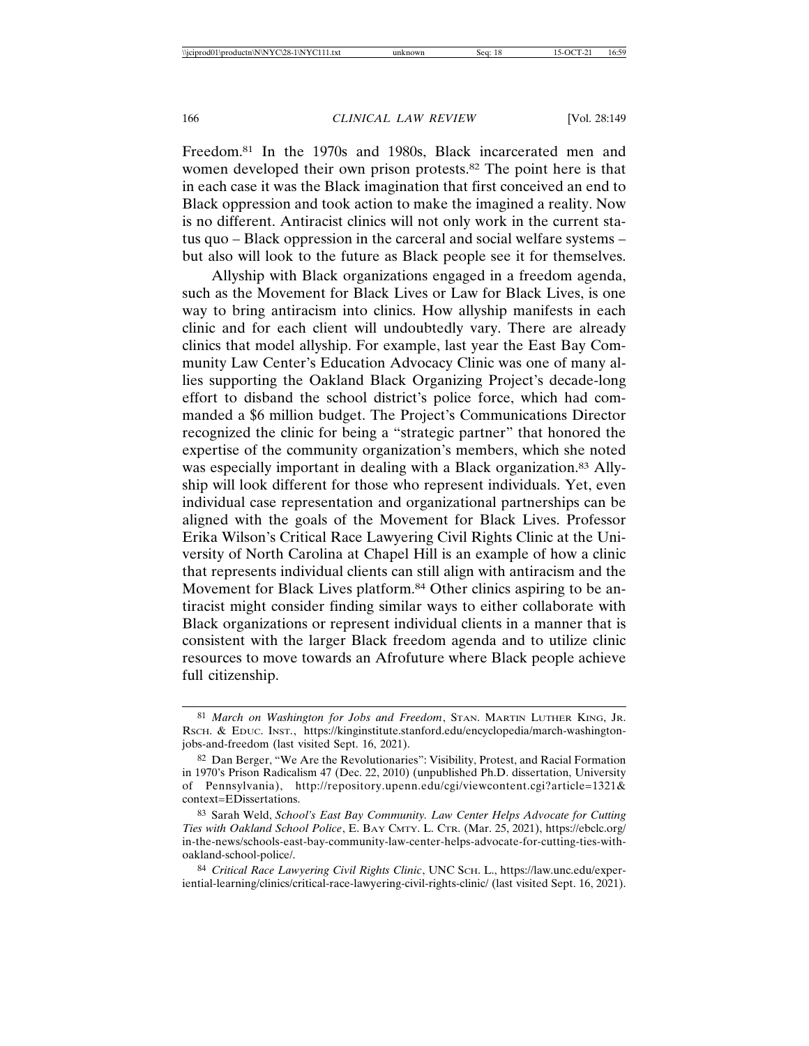Freedom.[81] In the 1970s and 1980s, Black incarcerated men and women developed their own prison protests.[82] The point here is that in each case it was the Black imagination that first conceived an end to Black oppression and took action to make the imagined a reality. Now is no different. Antiracist clinics will not only work in the current status quo – Black oppression in the carceral and social welfare systems – but also will look to the future as Black people see it for themselves.

Allyship with Black organizations engaged in a freedom agenda, such as the Movement for Black Lives or Law for Black Lives, is one way to bring antiracism into clinics. How allyship manifests in each clinic and for each client will undoubtedly vary. There are already clinics that model allyship. For example, last year the East Bay Community Law Center's Education Advocacy Clinic was one of many allies supporting the Oakland Black Organizing Project's decade-long effort to disband the school district's police force, which had commanded a $6 million budget. The Project's Communications Director recognized the clinic for being a "strategic partner" that honored the expertise of the community organization's members, which she noted was especially important in dealing with a Black organization.[83] Allyship will look different for those who represent individuals. Yet, even individual case representation and organizational partnerships can be aligned with the goals of the Movement for Black Lives. Professor Erika Wilson's Critical Race Lawyering Civil Rights Clinic at the University of North Carolina at Chapel Hill is an example of how a clinic that represents individual clients can still align with antiracism and the Movement for Black Lives platform.[84] Other clinics aspiring to be antiracist might consider finding similar ways to either collaborate with Black organizations or represent individual clients in a manner that is consistent with the larger Black freedom agenda and to utilize clinic resources to move towards an Afrofuture where Black people achieve full citizenship.

---

[81] *March on Washington for Jobs and Freedom*, Stan. Martin Luther King, Jr. Rsch. & Educ. Inst., https://kinginstitute.stanford.edu/encyclopedia/march-washington-jobs-and-freedom (last visited Sept. 16, 2021).

[82] Dan Berger, "We Are the Revolutionaries": Visibility, Protest, and Racial Formation in 1970's Prison Radicalism 47 (Dec. 22, 2010) (unpublished Ph.D. dissertation, University of Pennsylvania), http://repository.upenn.edu/cgi/viewcontent.cgi?article=1321&context=EDissertations.

[83] Sarah Weld, *School's East Bay Community. Law Center Helps Advocate for Cutting Ties with Oakland School Police*, E. Bay Cmty. L. Ctr. (Mar. 25, 2021), https://ebclc.org/in-the-news/schools-east-bay-community-law-center-helps-advocate-for-cutting-ties-with-oakland-school-police/.

[84] *Critical Race Lawyering Civil Rights Clinic*, UNC Sch. L., https://law.unc.edu/experiential-learning/clinics/critical-race-lawyering-civil-rights-clinic/ (last visited Sept. 16, 2021).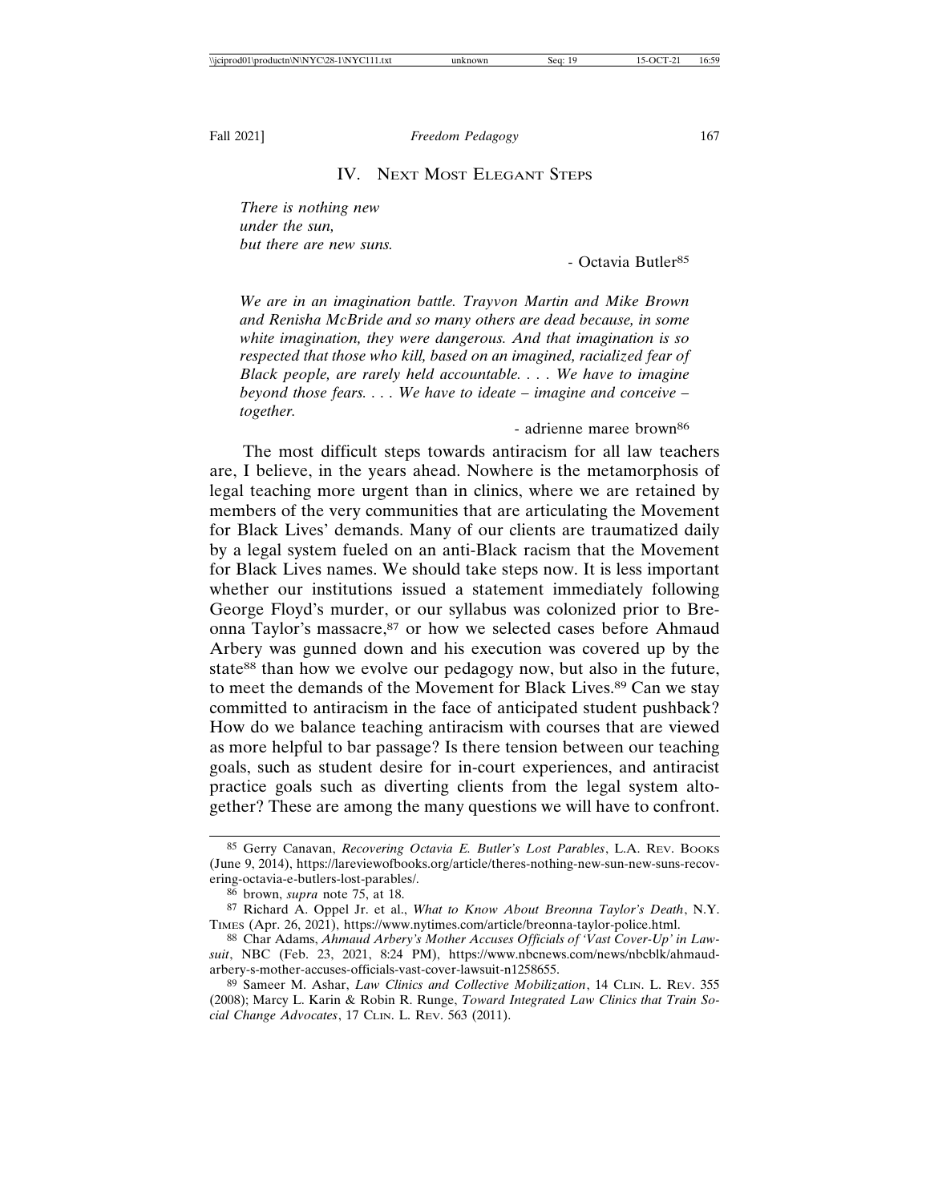## IV. Next Most Elegant Steps

> *There is nothing new*
> *under the sun,*
> *but there are new suns.*
>
> \- Octavia Butler[85]

> *We are in an imagination battle. Trayvon Martin and Mike Brown and Renisha McBride and so many others are dead because, in some white imagination, they were dangerous. And that imagination is so respected that those who kill, based on an imagined, racialized fear of Black people, are rarely held accountable. . . . We have to imagine beyond those fears. . . . We have to ideate – imagine and conceive – together.*
>
> \- adrienne maree brown[86]

The most difficult steps towards antiracism for all law teachers are, I believe, in the years ahead. Nowhere is the metamorphosis of legal teaching more urgent than in clinics, where we are retained by members of the very communities that are articulating the Movement for Black Lives' demands. Many of our clients are traumatized daily by a legal system fueled on an anti-Black racism that the Movement for Black Lives names. We should take steps now. It is less important whether our institutions issued a statement immediately following George Floyd's murder, or our syllabus was colonized prior to Breonna Taylor's massacre,[87] or how we selected cases before Ahmaud Arbery was gunned down and his execution was covered up by the state[88] than how we evolve our pedagogy now, but also in the future, to meet the demands of the Movement for Black Lives.[89] Can we stay committed to antiracism in the face of anticipated student pushback? How do we balance teaching antiracism with courses that are viewed as more helpful to bar passage? Is there tension between our teaching goals, such as student desire for in-court experiences, and antiracist practice goals such as diverting clients from the legal system altogether? These are among the many questions we will have to confront.

---

[85] Gerry Canavan, *Recovering Octavia E. Butler's Lost Parables*, L.A. Rev. Books (June 9, 2014), https://lareviewofbooks.org/article/theres-nothing-new-sun-new-suns-recovering-octavia-e-butlers-lost-parables/.

[86] brown, *supra* note 75, at 18.

[87] Richard A. Oppel Jr. et al., *What to Know About Breonna Taylor's Death*, N.Y. Times (Apr. 26, 2021), https://www.nytimes.com/article/breonna-taylor-police.html.

[88] Char Adams, *Ahmaud Arbery's Mother Accuses Officials of 'Vast Cover-Up' in Lawsuit*, NBC (Feb. 23, 2021, 8:24 PM), https://www.nbcnews.com/news/nbcblk/ahmaud-arbery-s-mother-accuses-officials-vast-cover-lawsuit-n1258655.

[89] Sameer M. Ashar, *Law Clinics and Collective Mobilization*, 14 Clin. L. Rev. 355 (2008); Marcy L. Karin & Robin R. Runge, *Toward Integrated Law Clinics that Train Social Change Advocates*, 17 Clin. L. Rev. 563 (2011).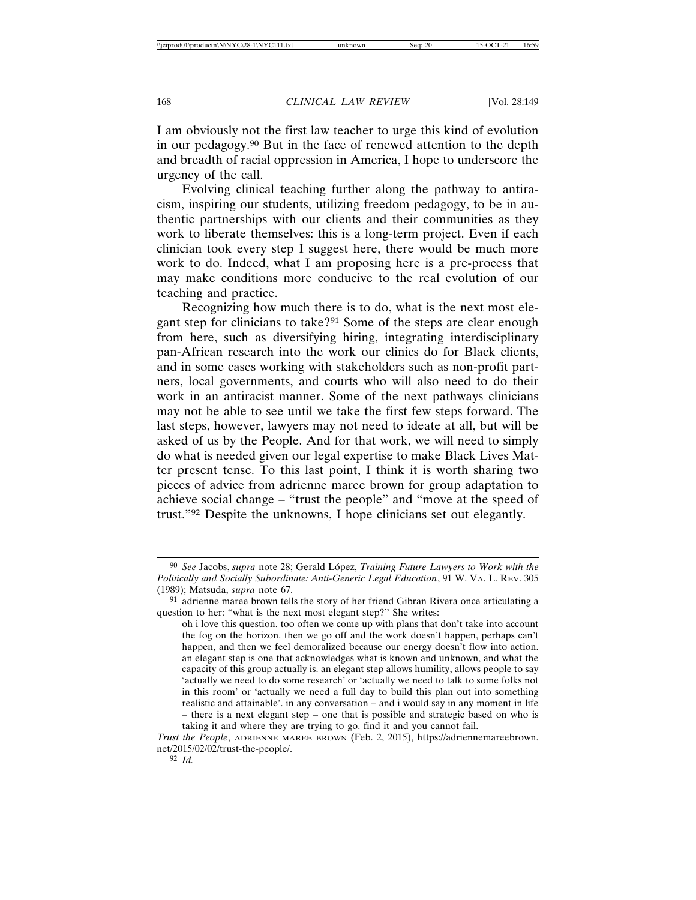I am obviously not the first law teacher to urge this kind of evolution in our pedagogy.[90] But in the face of renewed attention to the depth and breadth of racial oppression in America, I hope to underscore the urgency of the call.

Evolving clinical teaching further along the pathway to antiracism, inspiring our students, utilizing freedom pedagogy, to be in authentic partnerships with our clients and their communities as they work to liberate themselves: this is a long-term project. Even if each clinician took every step I suggest here, there would be much more work to do. Indeed, what I am proposing here is a pre-process that may make conditions more conducive to the real evolution of our teaching and practice.

Recognizing how much there is to do, what is the next most elegant step for clinicians to take?[91] Some of the steps are clear enough from here, such as diversifying hiring, integrating interdisciplinary pan-African research into the work our clinics do for Black clients, and in some cases working with stakeholders such as non-profit partners, local governments, and courts who will also need to do their work in an antiracist manner. Some of the next pathways clinicians may not be able to see until we take the first few steps forward. The last steps, however, lawyers may not need to ideate at all, but will be asked of us by the People. And for that work, we will need to simply do what is needed given our legal expertise to make Black Lives Matter present tense. To this last point, I think it is worth sharing two pieces of advice from adrienne maree brown for group adaptation to achieve social change – "trust the people" and "move at the speed of trust."[92] Despite the unknowns, I hope clinicians set out elegantly.

---

[90] *See* Jacobs, *supra* note 28; Gerald López, *Training Future Lawyers to Work with the Politically and Socially Subordinate: Anti-Generic Legal Education*, 91 W. Va. L. Rev. 305 (1989); Matsuda, *supra* note 67.

[91] adrienne maree brown tells the story of her friend Gibran Rivera once articulating a question to her: "what is the next most elegant step?" She writes:

> oh i love this question. too often we come up with plans that don't take into account the fog on the horizon. then we go off and the work doesn't happen, perhaps can't happen, and then we feel demoralized because our energy doesn't flow into action. an elegant step is one that acknowledges what is known and unknown, and what the capacity of this group actually is. an elegant step allows humility, allows people to say 'actually we need to do some research' or 'actually we need to talk to some folks not in this room' or 'actually we need a full day to build this plan out into something realistic and attainable'. in any conversation – and i would say in any moment in life – there is a next elegant step – one that is possible and strategic based on who is taking it and where they are trying to go. find it and you cannot fail.

*Trust the People*, adrienne maree brown (Feb. 2, 2015), https://adriennemareebrown.net/2015/02/02/trust-the-people/.

[92] *Id.*